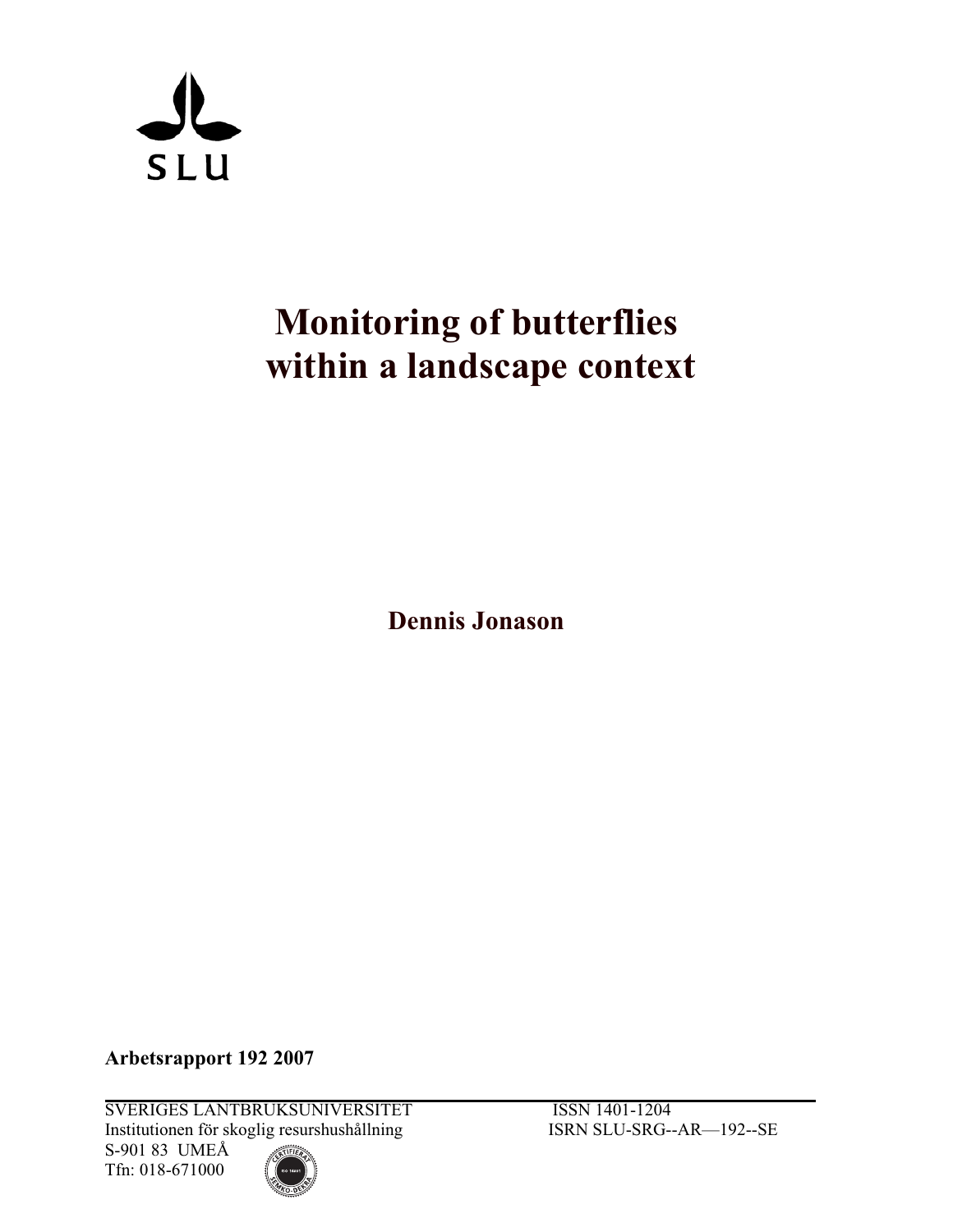SLU

# Monitoring of butterflies within a landscape context

**Dennis Jonason**

**Arbetsrapport 192 2007**

SVERIGES LANTBRUKSUNIVERSITET
Institutionen för skoglig resurshushållning
S-901 83 UMEÅ
Tfn: 018-671000

ISSN 1401-1204
ISRN SLU-SRG--AR—192--SE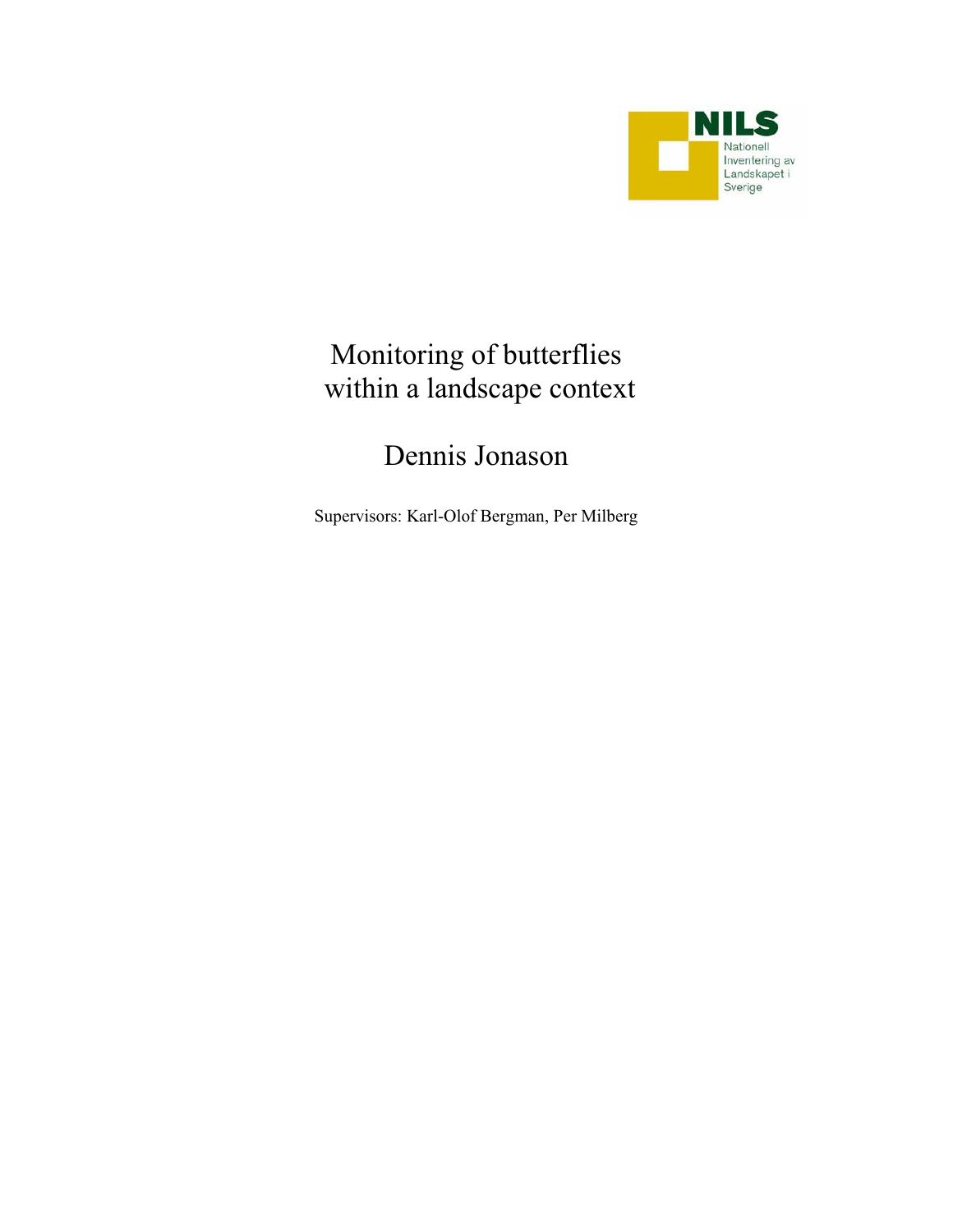NILS
Nationell Inventering av Landskapet i Sverige

# Monitoring of butterflies within a landscape context

## Dennis Jonason

Supervisors: Karl-Olof Bergman, Per Milberg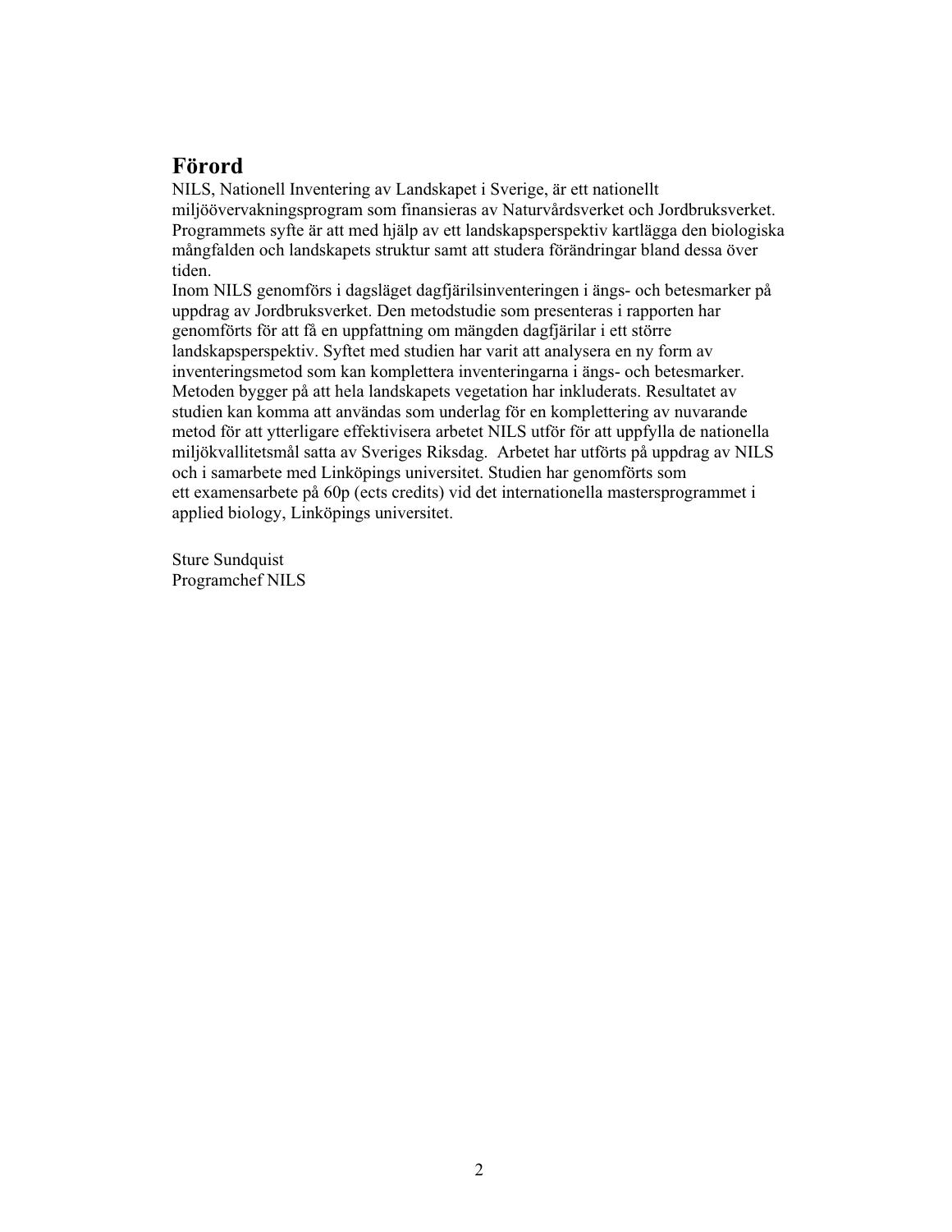# Förord

NILS, Nationell Inventering av Landskapet i Sverige, är ett nationellt miljöövervakningsprogram som finansieras av Naturvårdsverket och Jordbruksverket. Programmets syfte är att med hjälp av ett landskapsperspektiv kartlägga den biologiska mångfalden och landskapets struktur samt att studera förändringar bland dessa över tiden.

Inom NILS genomförs i dagsläget dagfjärilsinventeringen i ängs- och betesmarker på uppdrag av Jordbruksverket. Den metodstudie som presenteras i rapporten har genomförts för att få en uppfattning om mängden dagfjärilar i ett större landskapsperspektiv. Syftet med studien har varit att analysera en ny form av inventeringsmetod som kan komplettera inventeringarna i ängs- och betesmarker. Metoden bygger på att hela landskapets vegetation har inkluderats. Resultatet av studien kan komma att användas som underlag för en komplettering av nuvarande metod för att ytterligare effektivisera arbetet NILS utför för att uppfylla de nationella miljökvallitetsmål satta av Sveriges Riksdag. Arbetet har utförts på uppdrag av NILS och i samarbete med Linköpings universitet. Studien har genomförts som ett examensarbete på 60p (ects credits) vid det internationella mastersprogrammet i applied biology, Linköpings universitet.

Sture Sundquist
Programchef NILS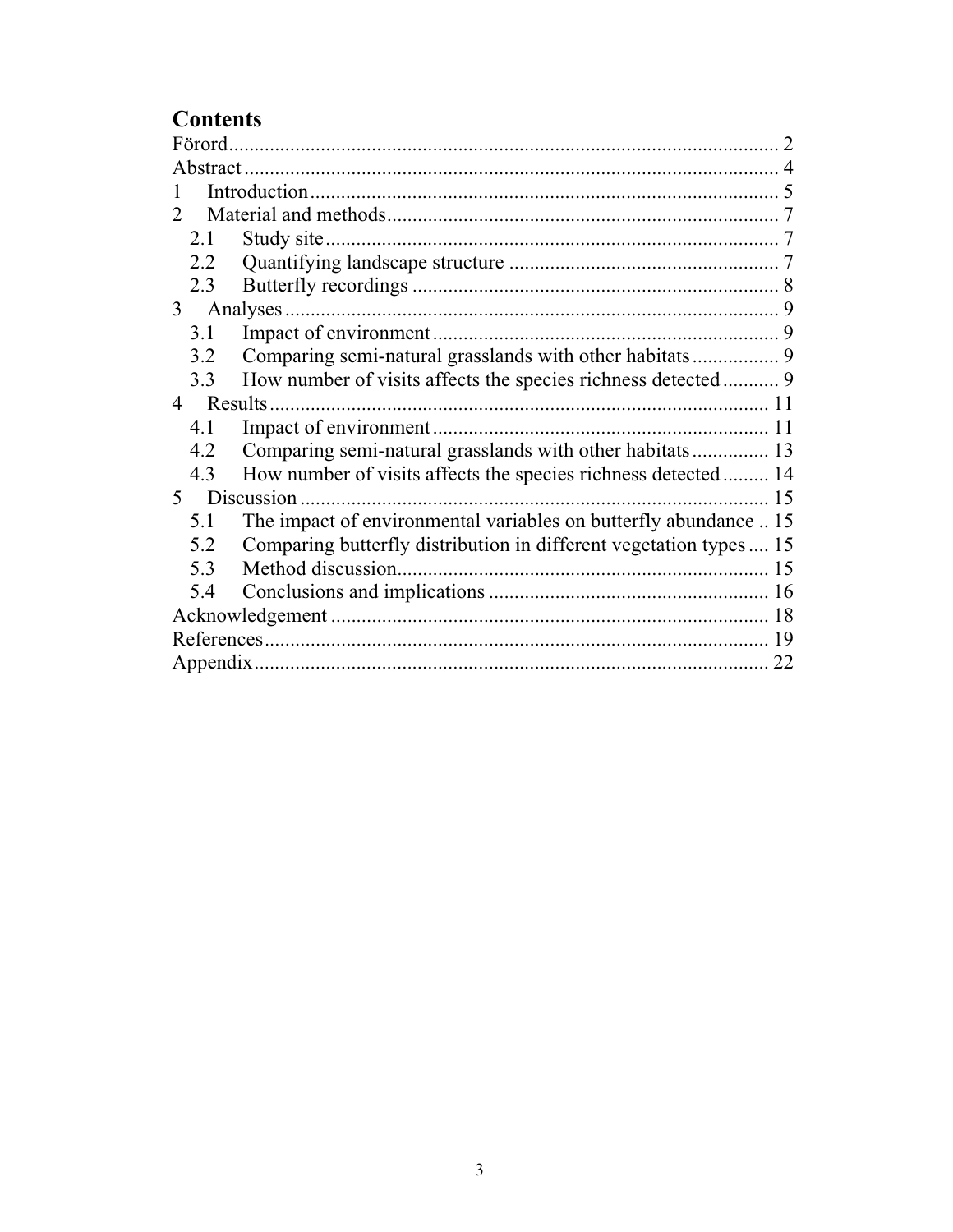# Contents

Förord .................................................................................................... 2
Abstract .................................................................................................. 4
1 Introduction ......................................................................................... 5
2 Material and methods .......................................................................... 7
 2.1 Study site ........................................................................................ 7
 2.2 Quantifying landscape structure ..................................................... 7
 2.3 Butterfly recordings ....................................................................... 8
3 Analyses ............................................................................................... 9
 3.1 Impact of environment ................................................................... 9
 3.2 Comparing semi-natural grasslands with other habitats ................. 9
 3.3 How number of visits affects the species richness detected ........... 9
4 Results ................................................................................................ 11
 4.1 Impact of environment .................................................................. 11
 4.2 Comparing semi-natural grasslands with other habitats ............... 13
 4.3 How number of visits affects the species richness detected .......... 14
5 Discussion ........................................................................................... 15
 5.1 The impact of environmental variables on butterfly abundance .. 15
 5.2 Comparing butterfly distribution in different vegetation types .... 15
 5.3 Method discussion ......................................................................... 15
 5.4 Conclusions and implications ....................................................... 16
Acknowledgement .................................................................................. 18
References ............................................................................................... 19
Appendix ................................................................................................. 22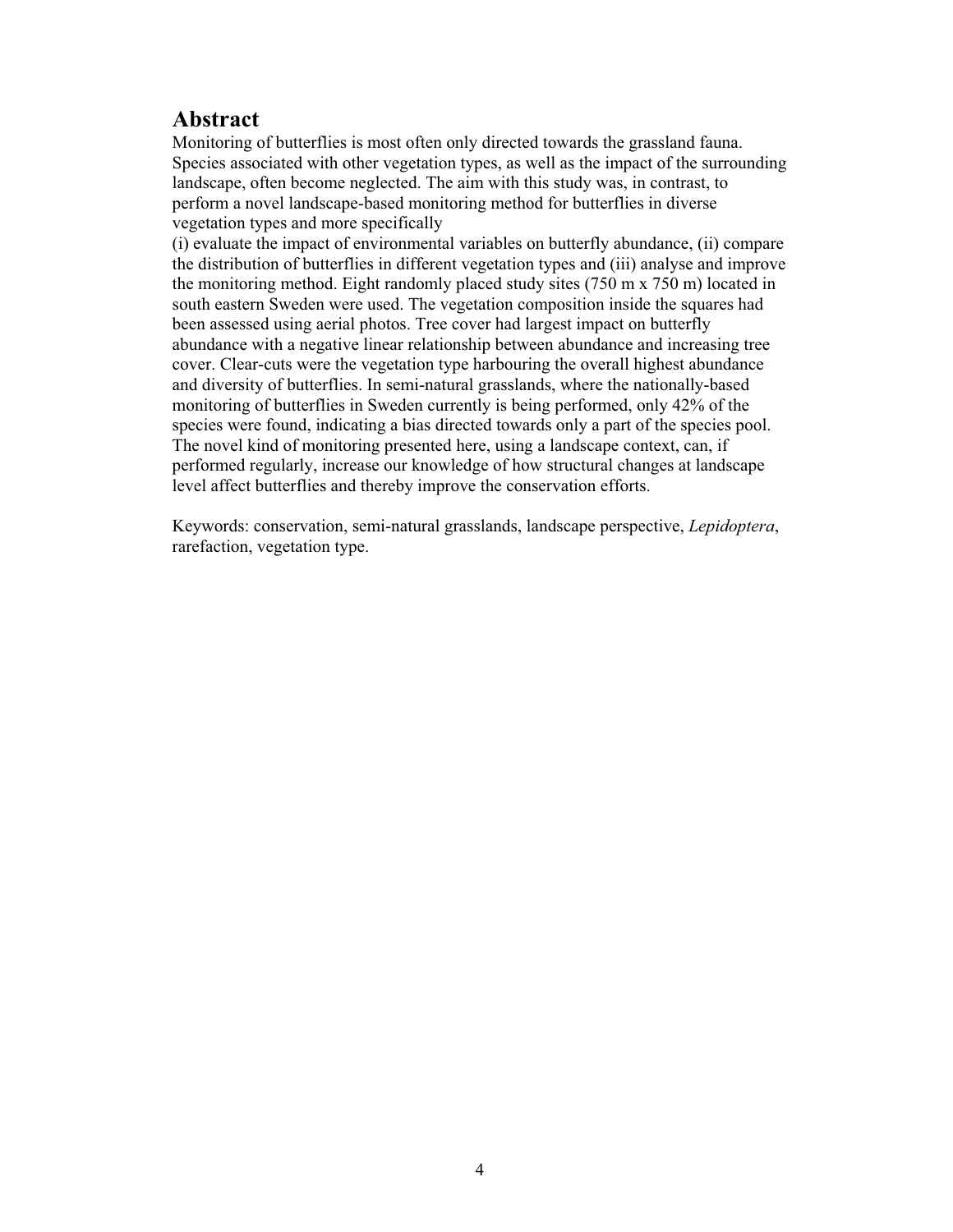## Abstract

Monitoring of butterflies is most often only directed towards the grassland fauna. Species associated with other vegetation types, as well as the impact of the surrounding landscape, often become neglected. The aim with this study was, in contrast, to perform a novel landscape-based monitoring method for butterflies in diverse vegetation types and more specifically

(i) evaluate the impact of environmental variables on butterfly abundance, (ii) compare the distribution of butterflies in different vegetation types and (iii) analyse and improve the monitoring method. Eight randomly placed study sites (750 m x 750 m) located in south eastern Sweden were used. The vegetation composition inside the squares had been assessed using aerial photos. Tree cover had largest impact on butterfly abundance with a negative linear relationship between abundance and increasing tree cover. Clear-cuts were the vegetation type harbouring the overall highest abundance and diversity of butterflies. In semi-natural grasslands, where the nationally-based monitoring of butterflies in Sweden currently is being performed, only 42% of the species were found, indicating a bias directed towards only a part of the species pool. The novel kind of monitoring presented here, using a landscape context, can, if performed regularly, increase our knowledge of how structural changes at landscape level affect butterflies and thereby improve the conservation efforts.

Keywords: conservation, semi-natural grasslands, landscape perspective, *Lepidoptera*, rarefaction, vegetation type.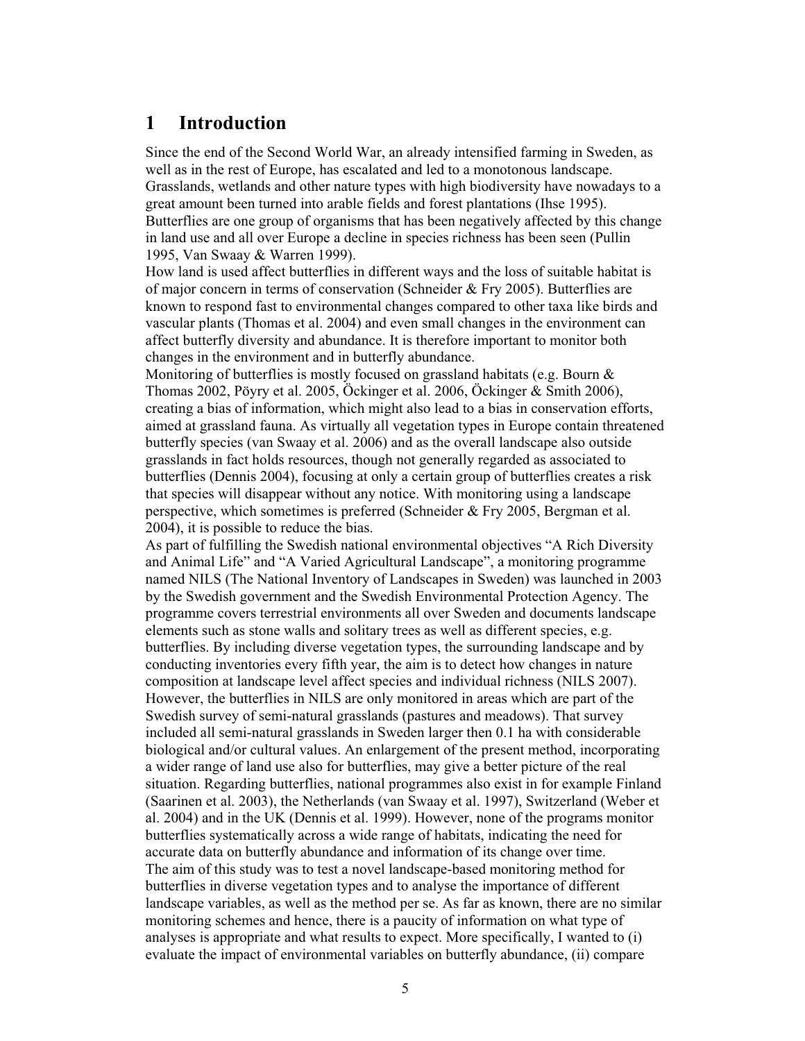# 1 Introduction

Since the end of the Second World War, an already intensified farming in Sweden, as well as in the rest of Europe, has escalated and led to a monotonous landscape. Grasslands, wetlands and other nature types with high biodiversity have nowadays to a great amount been turned into arable fields and forest plantations (Ihse 1995). Butterflies are one group of organisms that has been negatively affected by this change in land use and all over Europe a decline in species richness has been seen (Pullin 1995, Van Swaay & Warren 1999).

How land is used affect butterflies in different ways and the loss of suitable habitat is of major concern in terms of conservation (Schneider & Fry 2005). Butterflies are known to respond fast to environmental changes compared to other taxa like birds and vascular plants (Thomas et al. 2004) and even small changes in the environment can affect butterfly diversity and abundance. It is therefore important to monitor both changes in the environment and in butterfly abundance.

Monitoring of butterflies is mostly focused on grassland habitats (e.g. Bourn & Thomas 2002, Pöyry et al. 2005, Öckinger et al. 2006, Öckinger & Smith 2006), creating a bias of information, which might also lead to a bias in conservation efforts, aimed at grassland fauna. As virtually all vegetation types in Europe contain threatened butterfly species (van Swaay et al. 2006) and as the overall landscape also outside grasslands in fact holds resources, though not generally regarded as associated to butterflies (Dennis 2004), focusing at only a certain group of butterflies creates a risk that species will disappear without any notice. With monitoring using a landscape perspective, which sometimes is preferred (Schneider & Fry 2005, Bergman et al. 2004), it is possible to reduce the bias.

As part of fulfilling the Swedish national environmental objectives "A Rich Diversity and Animal Life" and "A Varied Agricultural Landscape", a monitoring programme named NILS (The National Inventory of Landscapes in Sweden) was launched in 2003 by the Swedish government and the Swedish Environmental Protection Agency. The programme covers terrestrial environments all over Sweden and documents landscape elements such as stone walls and solitary trees as well as different species, e.g. butterflies. By including diverse vegetation types, the surrounding landscape and by conducting inventories every fifth year, the aim is to detect how changes in nature composition at landscape level affect species and individual richness (NILS 2007). However, the butterflies in NILS are only monitored in areas which are part of the Swedish survey of semi-natural grasslands (pastures and meadows). That survey included all semi-natural grasslands in Sweden larger then 0.1 ha with considerable biological and/or cultural values. An enlargement of the present method, incorporating a wider range of land use also for butterflies, may give a better picture of the real situation. Regarding butterflies, national programmes also exist in for example Finland (Saarinen et al. 2003), the Netherlands (van Swaay et al. 1997), Switzerland (Weber et al. 2004) and in the UK (Dennis et al. 1999). However, none of the programs monitor butterflies systematically across a wide range of habitats, indicating the need for accurate data on butterfly abundance and information of its change over time.

The aim of this study was to test a novel landscape-based monitoring method for butterflies in diverse vegetation types and to analyse the importance of different landscape variables, as well as the method per se. As far as known, there are no similar monitoring schemes and hence, there is a paucity of information on what type of analyses is appropriate and what results to expect. More specifically, I wanted to (i) evaluate the impact of environmental variables on butterfly abundance, (ii) compare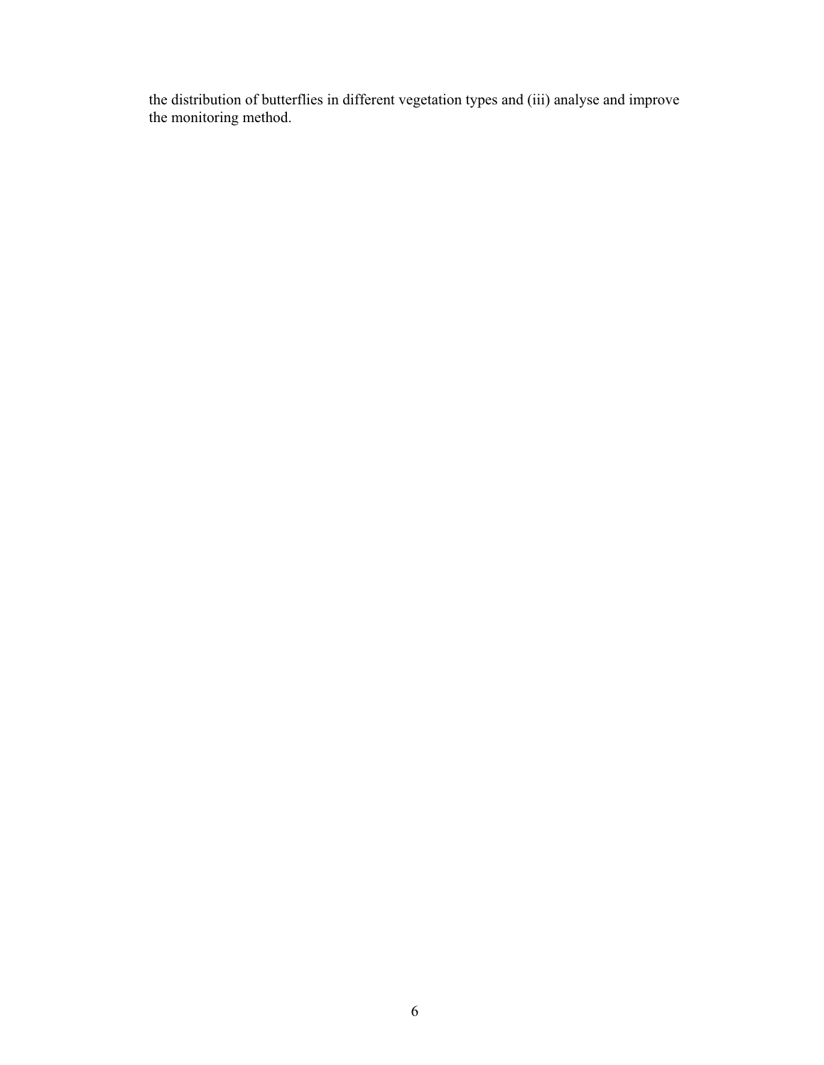the distribution of butterflies in different vegetation types and (iii) analyse and improve the monitoring method.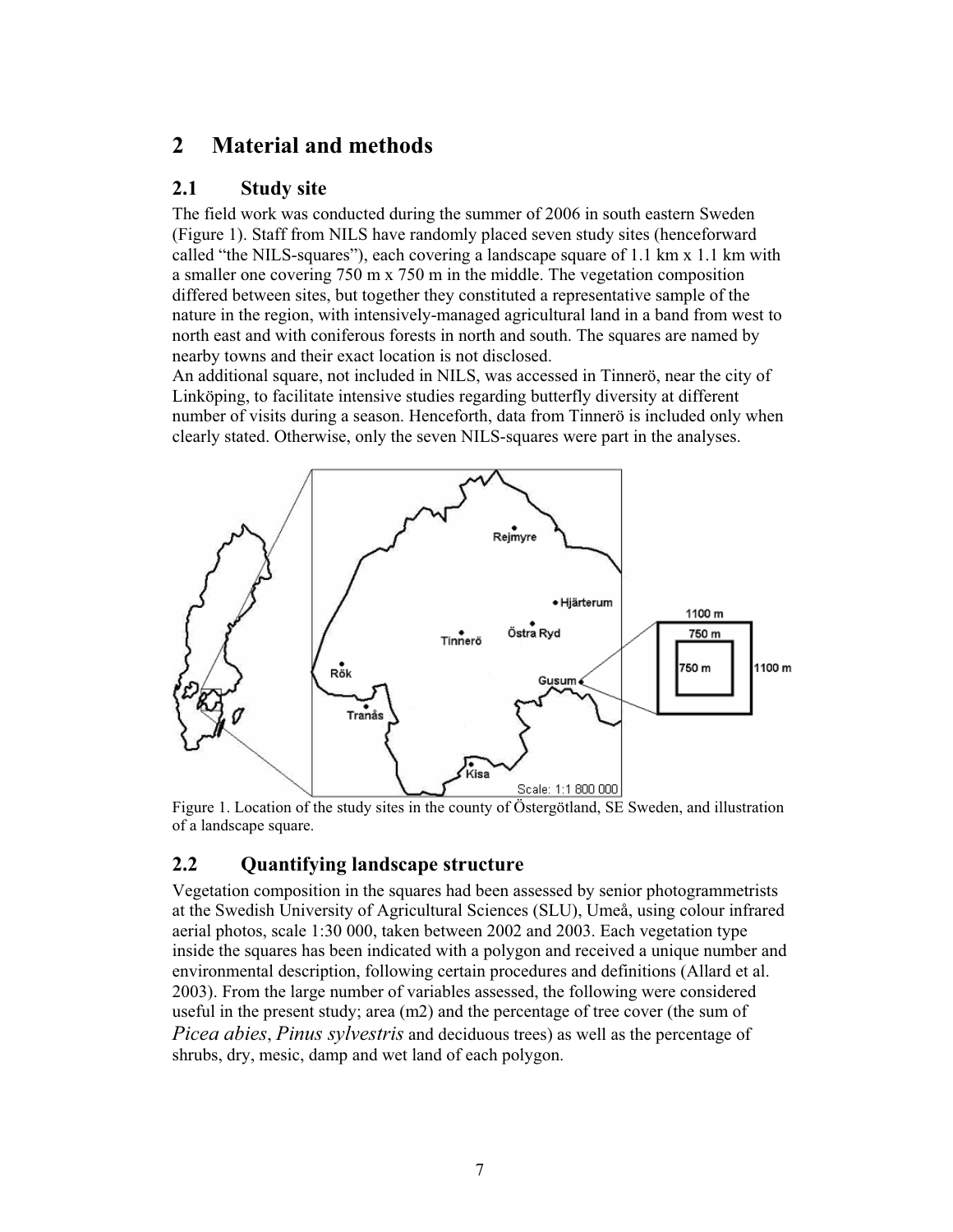# 2 Material and methods

## 2.1 Study site

The field work was conducted during the summer of 2006 in south eastern Sweden (Figure 1). Staff from NILS have randomly placed seven study sites (henceforward called "the NILS-squares"), each covering a landscape square of 1.1 km x 1.1 km with a smaller one covering 750 m x 750 m in the middle. The vegetation composition differed between sites, but together they constituted a representative sample of the nature in the region, with intensively-managed agricultural land in a band from west to north east and with coniferous forests in north and south. The squares are named by nearby towns and their exact location is not disclosed.

An additional square, not included in NILS, was accessed in Tinnerö, near the city of Linköping, to facilitate intensive studies regarding butterfly diversity at different number of visits during a season. Henceforth, data from Tinnerö is included only when clearly stated. Otherwise, only the seven NILS-squares were part in the analyses.

Figure 1. Location of the study sites in the county of Östergötland, SE Sweden, and illustration of a landscape square.

## 2.2 Quantifying landscape structure

Vegetation composition in the squares had been assessed by senior photogrammetrists at the Swedish University of Agricultural Sciences (SLU), Umeå, using colour infrared aerial photos, scale 1:30 000, taken between 2002 and 2003. Each vegetation type inside the squares has been indicated with a polygon and received a unique number and environmental description, following certain procedures and definitions (Allard et al. 2003). From the large number of variables assessed, the following were considered useful in the present study; area (m2) and the percentage of tree cover (the sum of *Picea abies*, *Pinus sylvestris* and deciduous trees) as well as the percentage of shrubs, dry, mesic, damp and wet land of each polygon.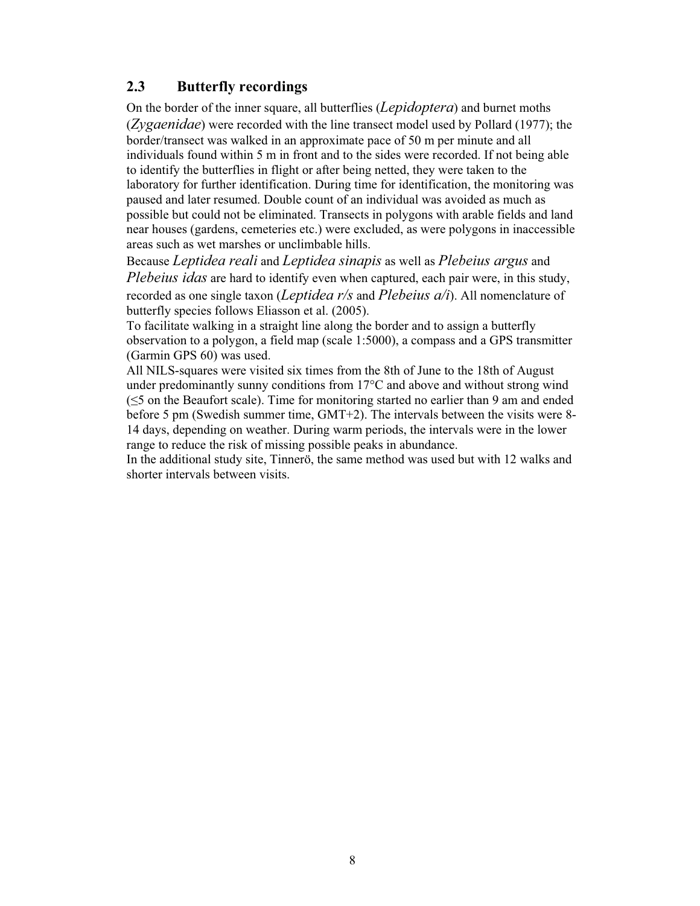## 2.3 Butterfly recordings

On the border of the inner square, all butterflies (*Lepidoptera*) and burnet moths (*Zygaenidae*) were recorded with the line transect model used by Pollard (1977); the border/transect was walked in an approximate pace of 50 m per minute and all individuals found within 5 m in front and to the sides were recorded. If not being able to identify the butterflies in flight or after being netted, they were taken to the laboratory for further identification. During time for identification, the monitoring was paused and later resumed. Double count of an individual was avoided as much as possible but could not be eliminated. Transects in polygons with arable fields and land near houses (gardens, cemeteries etc.) were excluded, as were polygons in inaccessible areas such as wet marshes or unclimbable hills.

Because *Leptidea reali* and *Leptidea sinapis* as well as *Plebeius argus* and *Plebeius idas* are hard to identify even when captured, each pair were, in this study, recorded as one single taxon (*Leptidea r/s* and *Plebeius a/i*). All nomenclature of butterfly species follows Eliasson et al. (2005).

To facilitate walking in a straight line along the border and to assign a butterfly observation to a polygon, a field map (scale 1:5000), a compass and a GPS transmitter (Garmin GPS 60) was used.

All NILS-squares were visited six times from the 8th of June to the 18th of August under predominantly sunny conditions from 17°C and above and without strong wind (≤5 on the Beaufort scale). Time for monitoring started no earlier than 9 am and ended before 5 pm (Swedish summer time, GMT+2). The intervals between the visits were 8-14 days, depending on weather. During warm periods, the intervals were in the lower range to reduce the risk of missing possible peaks in abundance.

In the additional study site, Tinnerö, the same method was used but with 12 walks and shorter intervals between visits.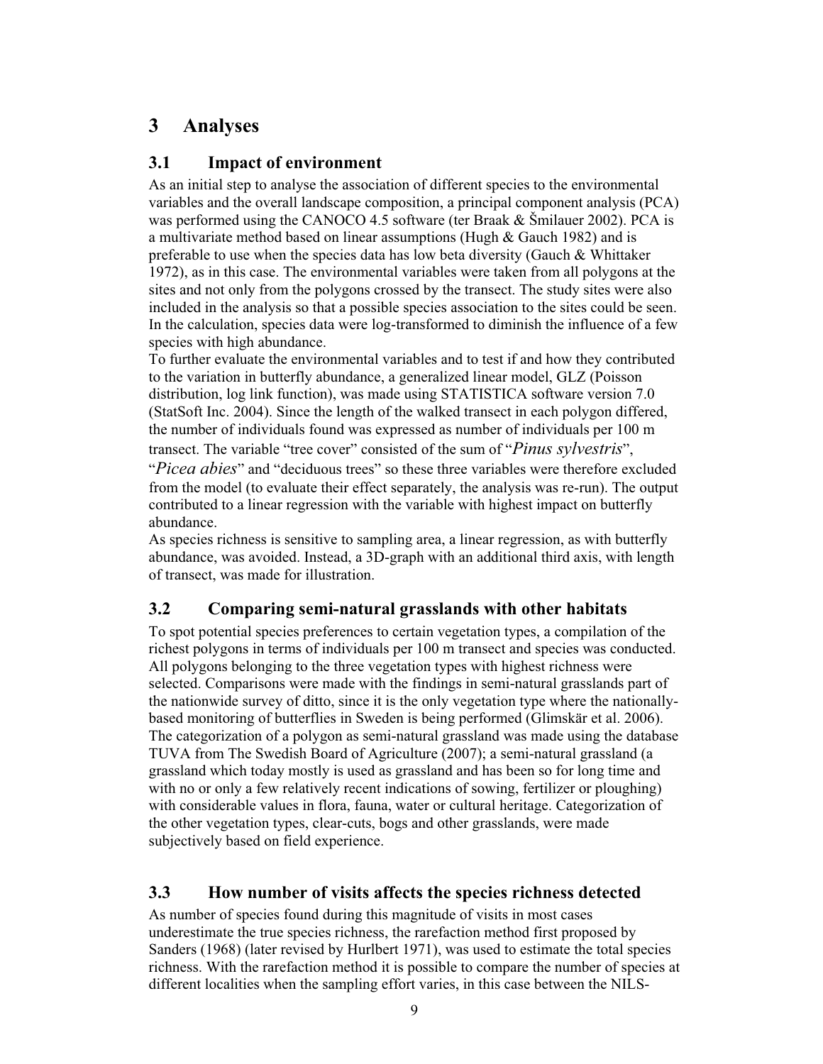# 3 Analyses

## 3.1 Impact of environment

As an initial step to analyse the association of different species to the environmental variables and the overall landscape composition, a principal component analysis (PCA) was performed using the CANOCO 4.5 software (ter Braak & Šmilauer 2002). PCA is a multivariate method based on linear assumptions (Hugh & Gauch 1982) and is preferable to use when the species data has low beta diversity (Gauch & Whittaker 1972), as in this case. The environmental variables were taken from all polygons at the sites and not only from the polygons crossed by the transect. The study sites were also included in the analysis so that a possible species association to the sites could be seen. In the calculation, species data were log-transformed to diminish the influence of a few species with high abundance.

To further evaluate the environmental variables and to test if and how they contributed to the variation in butterfly abundance, a generalized linear model, GLZ (Poisson distribution, log link function), was made using STATISTICA software version 7.0 (StatSoft Inc. 2004). Since the length of the walked transect in each polygon differed, the number of individuals found was expressed as number of individuals per 100 m transect. The variable "tree cover" consisted of the sum of "*Pinus sylvestris*", "*Picea abies*" and "deciduous trees" so these three variables were therefore excluded from the model (to evaluate their effect separately, the analysis was re-run). The output contributed to a linear regression with the variable with highest impact on butterfly abundance.

As species richness is sensitive to sampling area, a linear regression, as with butterfly abundance, was avoided. Instead, a 3D-graph with an additional third axis, with length of transect, was made for illustration.

## 3.2 Comparing semi-natural grasslands with other habitats

To spot potential species preferences to certain vegetation types, a compilation of the richest polygons in terms of individuals per 100 m transect and species was conducted. All polygons belonging to the three vegetation types with highest richness were selected. Comparisons were made with the findings in semi-natural grasslands part of the nationwide survey of ditto, since it is the only vegetation type where the nationally-based monitoring of butterflies in Sweden is being performed (Glimskär et al. 2006). The categorization of a polygon as semi-natural grassland was made using the database TUVA from The Swedish Board of Agriculture (2007); a semi-natural grassland (a grassland which today mostly is used as grassland and has been so for long time and with no or only a few relatively recent indications of sowing, fertilizer or ploughing) with considerable values in flora, fauna, water or cultural heritage. Categorization of the other vegetation types, clear-cuts, bogs and other grasslands, were made subjectively based on field experience.

## 3.3 How number of visits affects the species richness detected

As number of species found during this magnitude of visits in most cases underestimate the true species richness, the rarefaction method first proposed by Sanders (1968) (later revised by Hurlbert 1971), was used to estimate the total species richness. With the rarefaction method it is possible to compare the number of species at different localities when the sampling effort varies, in this case between the NILS-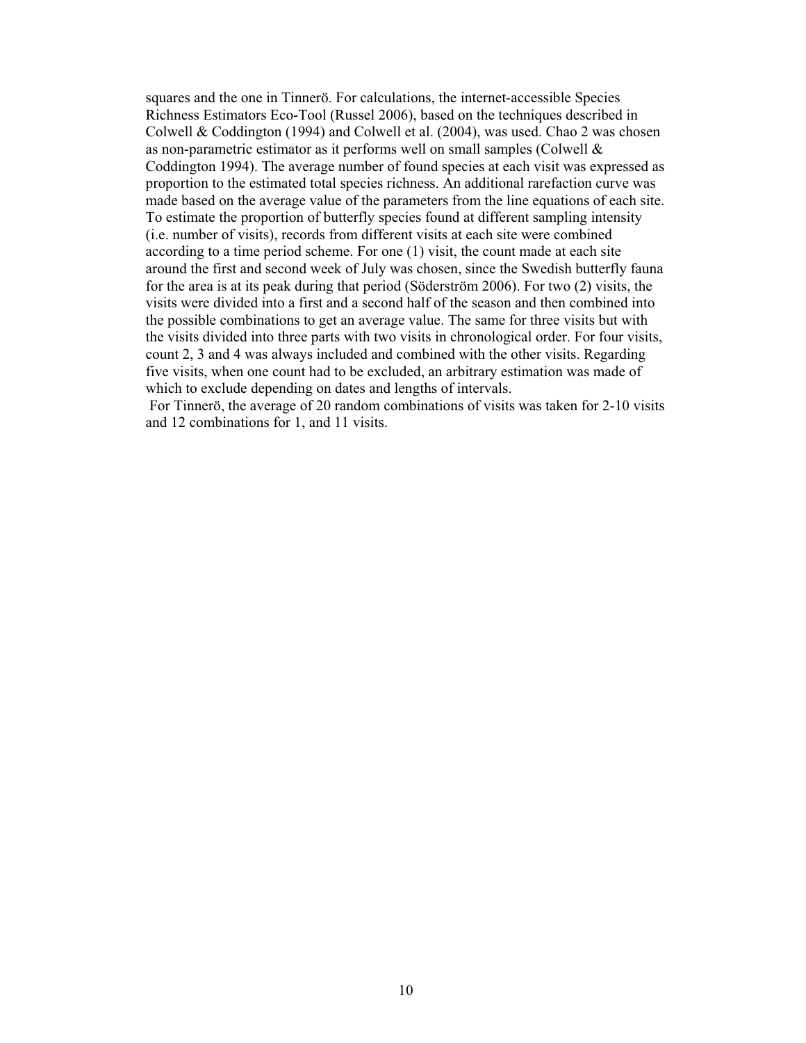squares and the one in Tinnerö. For calculations, the internet-accessible Species Richness Estimators Eco-Tool (Russel 2006), based on the techniques described in Colwell & Coddington (1994) and Colwell et al. (2004), was used. Chao 2 was chosen as non-parametric estimator as it performs well on small samples (Colwell & Coddington 1994). The average number of found species at each visit was expressed as proportion to the estimated total species richness. An additional rarefaction curve was made based on the average value of the parameters from the line equations of each site. To estimate the proportion of butterfly species found at different sampling intensity (i.e. number of visits), records from different visits at each site were combined according to a time period scheme. For one (1) visit, the count made at each site around the first and second week of July was chosen, since the Swedish butterfly fauna for the area is at its peak during that period (Söderström 2006). For two (2) visits, the visits were divided into a first and a second half of the season and then combined into the possible combinations to get an average value. The same for three visits but with the visits divided into three parts with two visits in chronological order. For four visits, count 2, 3 and 4 was always included and combined with the other visits. Regarding five visits, when one count had to be excluded, an arbitrary estimation was made of which to exclude depending on dates and lengths of intervals.

For Tinnerö, the average of 20 random combinations of visits was taken for 2-10 visits and 12 combinations for 1, and 11 visits.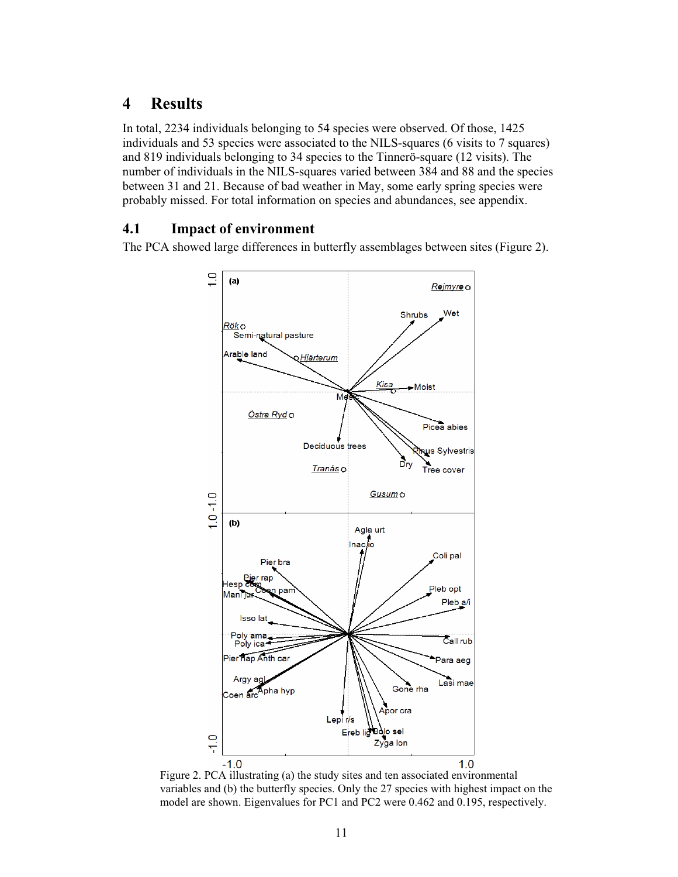# 4 Results

In total, 2234 individuals belonging to 54 species were observed. Of those, 1425 individuals and 53 species were associated to the NILS-squares (6 visits to 7 squares) and 819 individuals belonging to 34 species to the Tinnerö-square (12 visits). The number of individuals in the NILS-squares varied between 384 and 88 and the species between 31 and 21. Because of bad weather in May, some early spring species were probably missed. For total information on species and abundances, see appendix.

## 4.1 Impact of environment

The PCA showed large differences in butterfly assemblages between sites (Figure 2).

Figure 2. PCA illustrating (a) the study sites and ten associated environmental variables and (b) the butterfly species. Only the 27 species with highest impact on the model are shown. Eigenvalues for PC1 and PC2 were 0.462 and 0.195, respectively.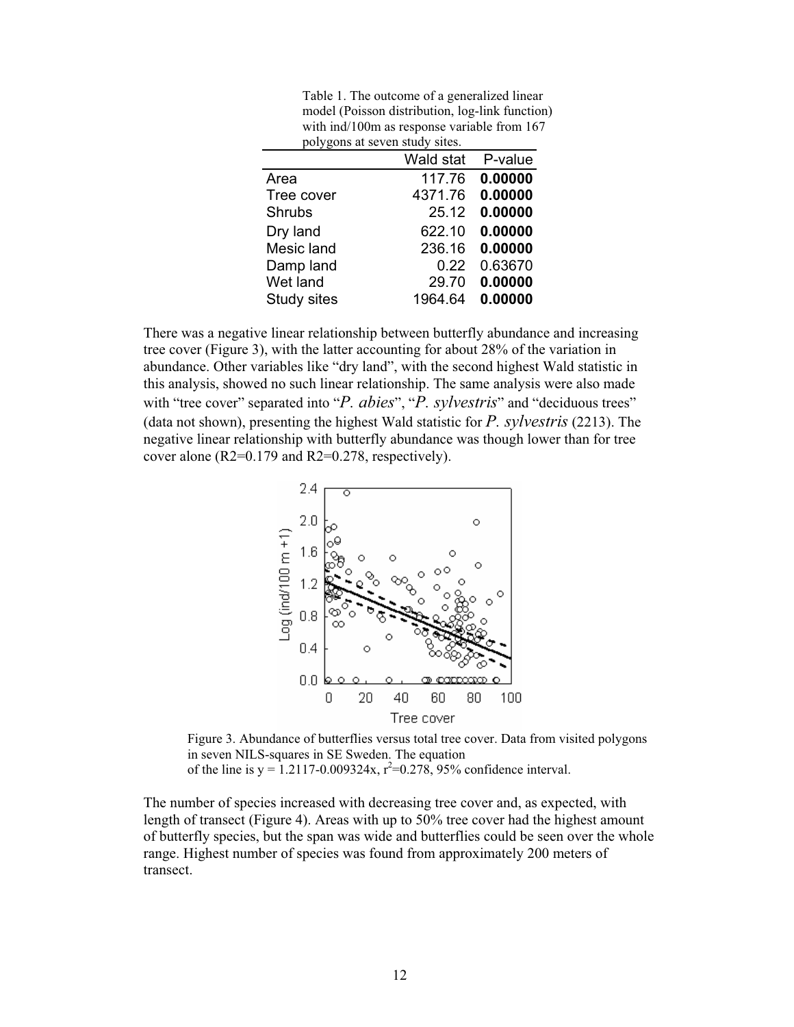Table 1. The outcome of a generalized linear model (Poisson distribution, log-link function) with ind/100m as response variable from 167 polygons at seven study sites.

| | Wald stat | P-value |
|---|---|---|
| Area | 117.76 | **0.00000** |
| Tree cover | 4371.76 | **0.00000** |
| Shrubs | 25.12 | **0.00000** |
| Dry land | 622.10 | **0.00000** |
| Mesic land | 236.16 | **0.00000** |
| Damp land | 0.22 | 0.63670 |
| Wet land | 29.70 | **0.00000** |
| Study sites | 1964.64 | **0.00000** |

There was a negative linear relationship between butterfly abundance and increasing tree cover (Figure 3), with the latter accounting for about 28% of the variation in abundance. Other variables like "dry land", with the second highest Wald statistic in this analysis, showed no such linear relationship. The same analysis were also made with "tree cover" separated into "*P. abies*", "*P. sylvestris*" and "deciduous trees" (data not shown), presenting the highest Wald statistic for *P. sylvestris* (2213). The negative linear relationship with butterfly abundance was though lower than for tree cover alone ($R2=0.179$ and $R2=0.278$, respectively).

Figure 3. Abundance of butterflies versus total tree cover. Data from visited polygons in seven NILS-squares in SE Sweden. The equation of the line is $y = 1.2117-0.009324x$, $r^2=0.278$, 95% confidence interval.

The number of species increased with decreasing tree cover and, as expected, with length of transect (Figure 4). Areas with up to 50% tree cover had the highest amount of butterfly species, but the span was wide and butterflies could be seen over the whole range. Highest number of species was found from approximately 200 meters of transect.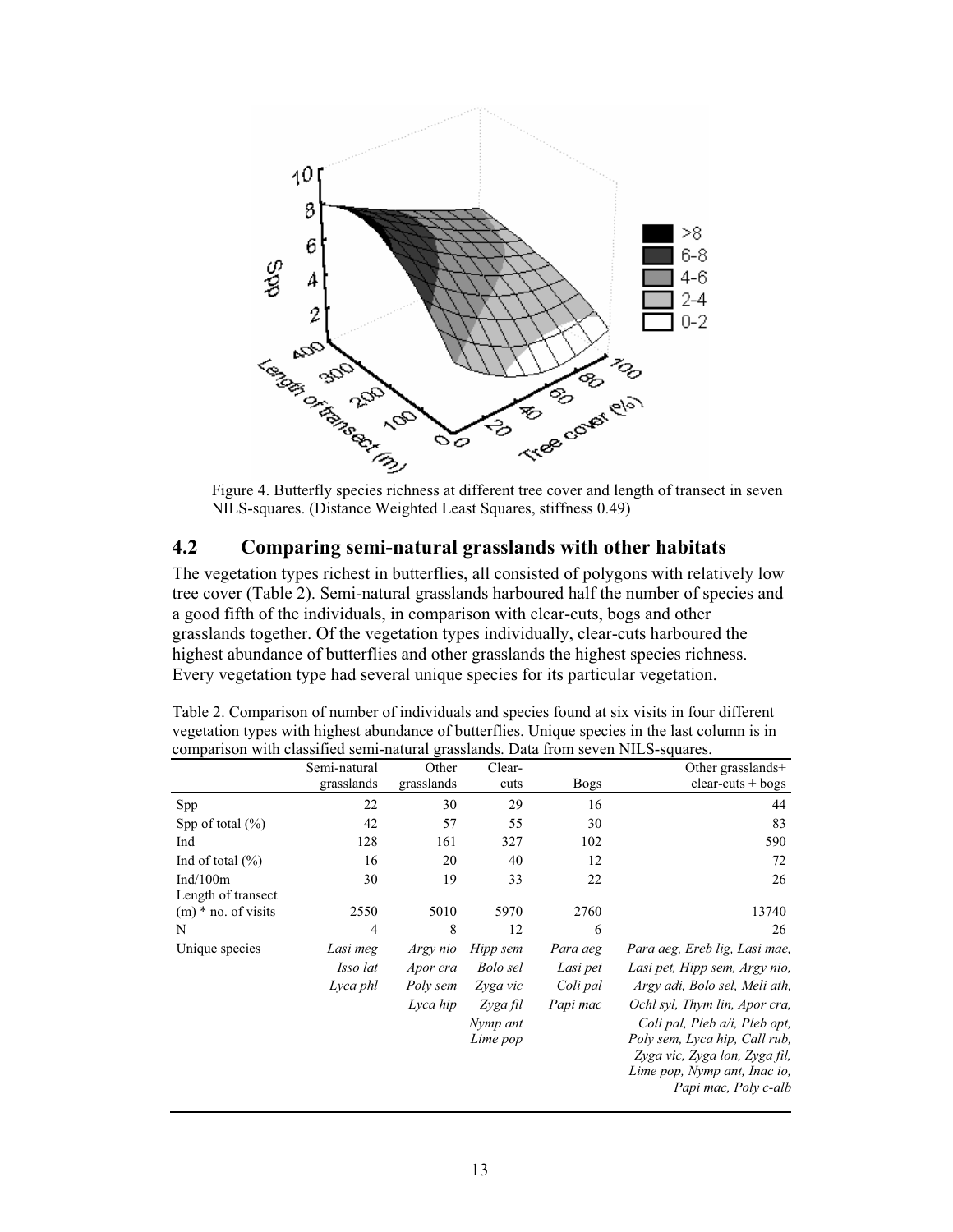Figure 4. Butterfly species richness at different tree cover and length of transect in seven NILS-squares. (Distance Weighted Least Squares, stiffness 0.49)

## 4.2 Comparing semi-natural grasslands with other habitats

The vegetation types richest in butterflies, all consisted of polygons with relatively low tree cover (Table 2). Semi-natural grasslands harboured half the number of species and a good fifth of the individuals, in comparison with clear-cuts, bogs and other grasslands together. Of the vegetation types individually, clear-cuts harboured the highest abundance of butterflies and other grasslands the highest species richness. Every vegetation type had several unique species for its particular vegetation.

Table 2. Comparison of number of individuals and species found at six visits in four different vegetation types with highest abundance of butterflies. Unique species in the last column is in comparison with classified semi-natural grasslands. Data from seven NILS-squares.

| | Semi-natural grasslands | Other grasslands | Clear-cuts | Bogs | Other grasslands+ clear-cuts + bogs |
|---|---|---|---|---|---|
| Spp | 22 | 30 | 29 | 16 | 44 |
| Spp of total (%) | 42 | 57 | 55 | 30 | 83 |
| Ind | 128 | 161 | 327 | 102 | 590 |
| Ind of total (%) | 16 | 20 | 40 | 12 | 72 |
| Ind/100m | 30 | 19 | 33 | 22 | 26 |
| Length of transect (m) * no. of visits | 2550 | 5010 | 5970 | 2760 | 13740 |
| N | 4 | 8 | 12 | 6 | 26 |
| Unique species | *Lasi meg* *Isso lat* *Lyca phl* | *Argy nio* *Apor cra* *Poly sem* *Lyca hip* | *Hipp sem* *Bolo sel* *Zyga vic* *Zyga fil* *Nymp ant* *Lime pop* | *Para aeg* *Lasi pet* *Coli pal* *Papi mac* | *Para aeg, Ereb lig, Lasi mae, Lasi pet, Hipp sem, Argy nio, Argy adi, Bolo sel, Meli ath, Ochl syl, Thym lin, Apor cra, Coli pal, Pleb a/i, Pleb opt, Poly sem, Lyca hip, Call rub, Zyga vic, Zyga lon, Zyga fil, Lime pop, Nymp ant, Inac io, Papi mac, Poly c-alb* |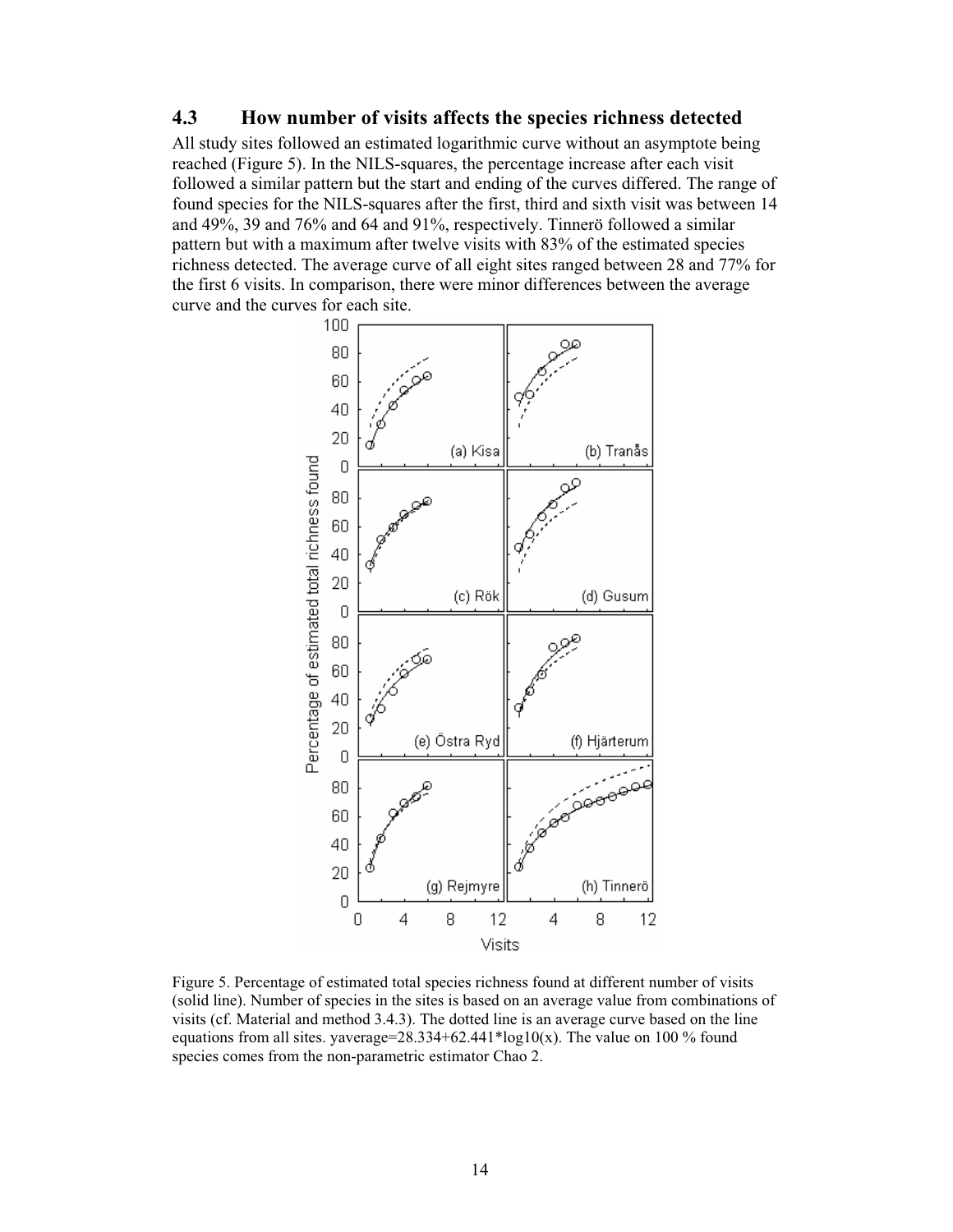## 4.3 How number of visits affects the species richness detected

All study sites followed an estimated logarithmic curve without an asymptote being reached (Figure 5). In the NILS-squares, the percentage increase after each visit followed a similar pattern but the start and ending of the curves differed. The range of found species for the NILS-squares after the first, third and sixth visit was between 14 and 49%, 39 and 76% and 64 and 91%, respectively. Tinnerö followed a similar pattern but with a maximum after twelve visits with 83% of the estimated species richness detected. The average curve of all eight sites ranged between 28 and 77% for the first 6 visits. In comparison, there were minor differences between the average curve and the curves for each site.

Figure 5. Percentage of estimated total species richness found at different number of visits (solid line). Number of species in the sites is based on an average value from combinations of visits (cf. Material and method 3.4.3). The dotted line is an average curve based on the line equations from all sites. $y_{average}=28.334+62.441*\log10(x)$. The value on 100 % found species comes from the non-parametric estimator Chao 2.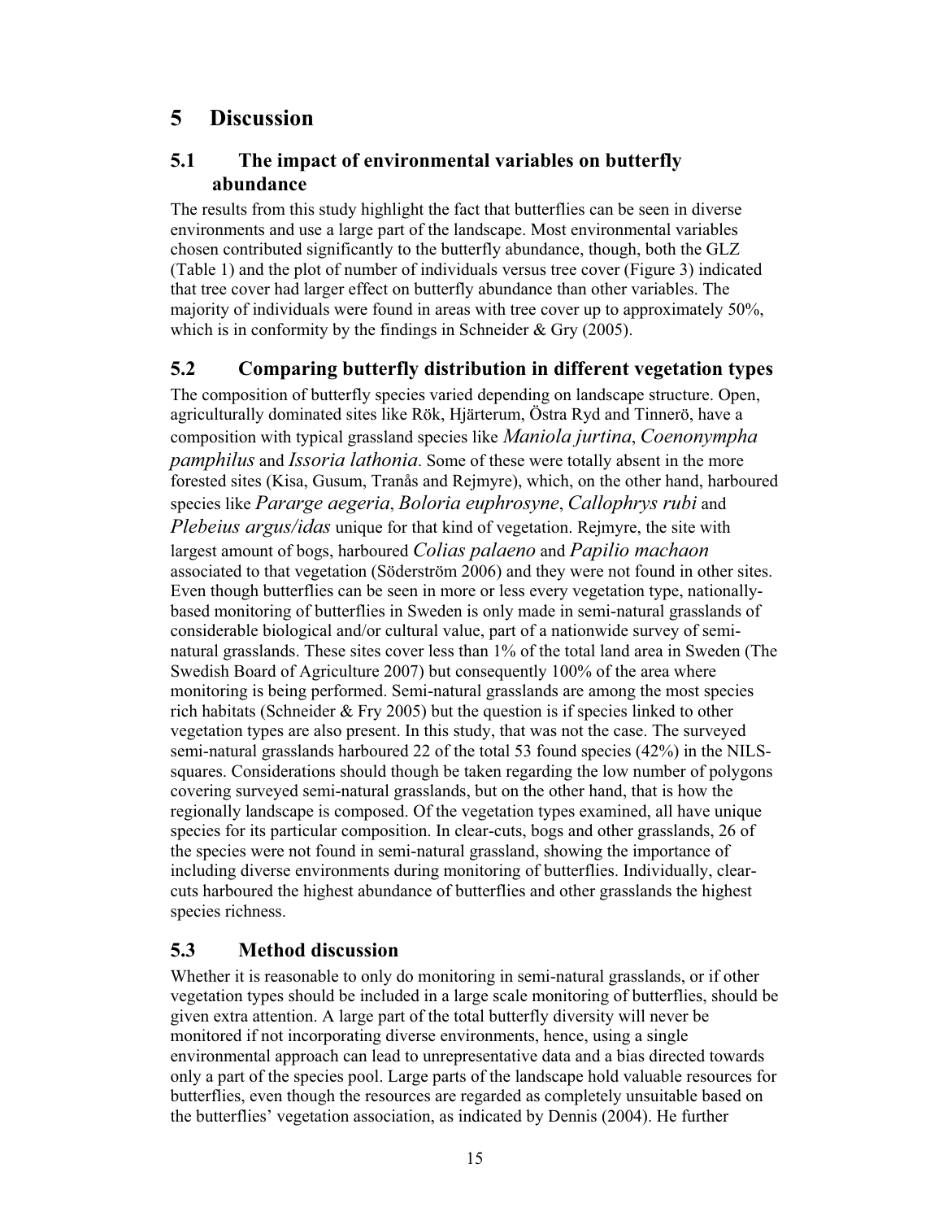# 5 Discussion

## 5.1 The impact of environmental variables on butterfly abundance

The results from this study highlight the fact that butterflies can be seen in diverse environments and use a large part of the landscape. Most environmental variables chosen contributed significantly to the butterfly abundance, though, both the GLZ (Table 1) and the plot of number of individuals versus tree cover (Figure 3) indicated that tree cover had larger effect on butterfly abundance than other variables. The majority of individuals were found in areas with tree cover up to approximately 50%, which is in conformity by the findings in Schneider & Gry (2005).

## 5.2 Comparing butterfly distribution in different vegetation types

The composition of butterfly species varied depending on landscape structure. Open, agriculturally dominated sites like Rök, Hjärterum, Östra Ryd and Tinnerö, have a composition with typical grassland species like *Maniola jurtina*, *Coenonympha pamphilus* and *Issoria lathonia*. Some of these were totally absent in the more forested sites (Kisa, Gusum, Tranås and Rejmyre), which, on the other hand, harboured species like *Pararge aegeria*, *Boloria euphrosyne*, *Callophrys rubi* and *Plebeius argus/idas* unique for that kind of vegetation. Rejmyre, the site with largest amount of bogs, harboured *Colias palaeno* and *Papilio machaon* associated to that vegetation (Söderström 2006) and they were not found in other sites. Even though butterflies can be seen in more or less every vegetation type, nationally-based monitoring of butterflies in Sweden is only made in semi-natural grasslands of considerable biological and/or cultural value, part of a nationwide survey of semi-natural grasslands. These sites cover less than 1% of the total land area in Sweden (The Swedish Board of Agriculture 2007) but consequently 100% of the area where monitoring is being performed. Semi-natural grasslands are among the most species rich habitats (Schneider & Fry 2005) but the question is if species linked to other vegetation types are also present. In this study, that was not the case. The surveyed semi-natural grasslands harboured 22 of the total 53 found species (42%) in the NILS-squares. Considerations should though be taken regarding the low number of polygons covering surveyed semi-natural grasslands, but on the other hand, that is how the regionally landscape is composed. Of the vegetation types examined, all have unique species for its particular composition. In clear-cuts, bogs and other grasslands, 26 of the species were not found in semi-natural grassland, showing the importance of including diverse environments during monitoring of butterflies. Individually, clear-cuts harboured the highest abundance of butterflies and other grasslands the highest species richness.

## 5.3 Method discussion

Whether it is reasonable to only do monitoring in semi-natural grasslands, or if other vegetation types should be included in a large scale monitoring of butterflies, should be given extra attention. A large part of the total butterfly diversity will never be monitored if not incorporating diverse environments, hence, using a single environmental approach can lead to unrepresentative data and a bias directed towards only a part of the species pool. Large parts of the landscape hold valuable resources for butterflies, even though the resources are regarded as completely unsuitable based on the butterflies' vegetation association, as indicated by Dennis (2004). He further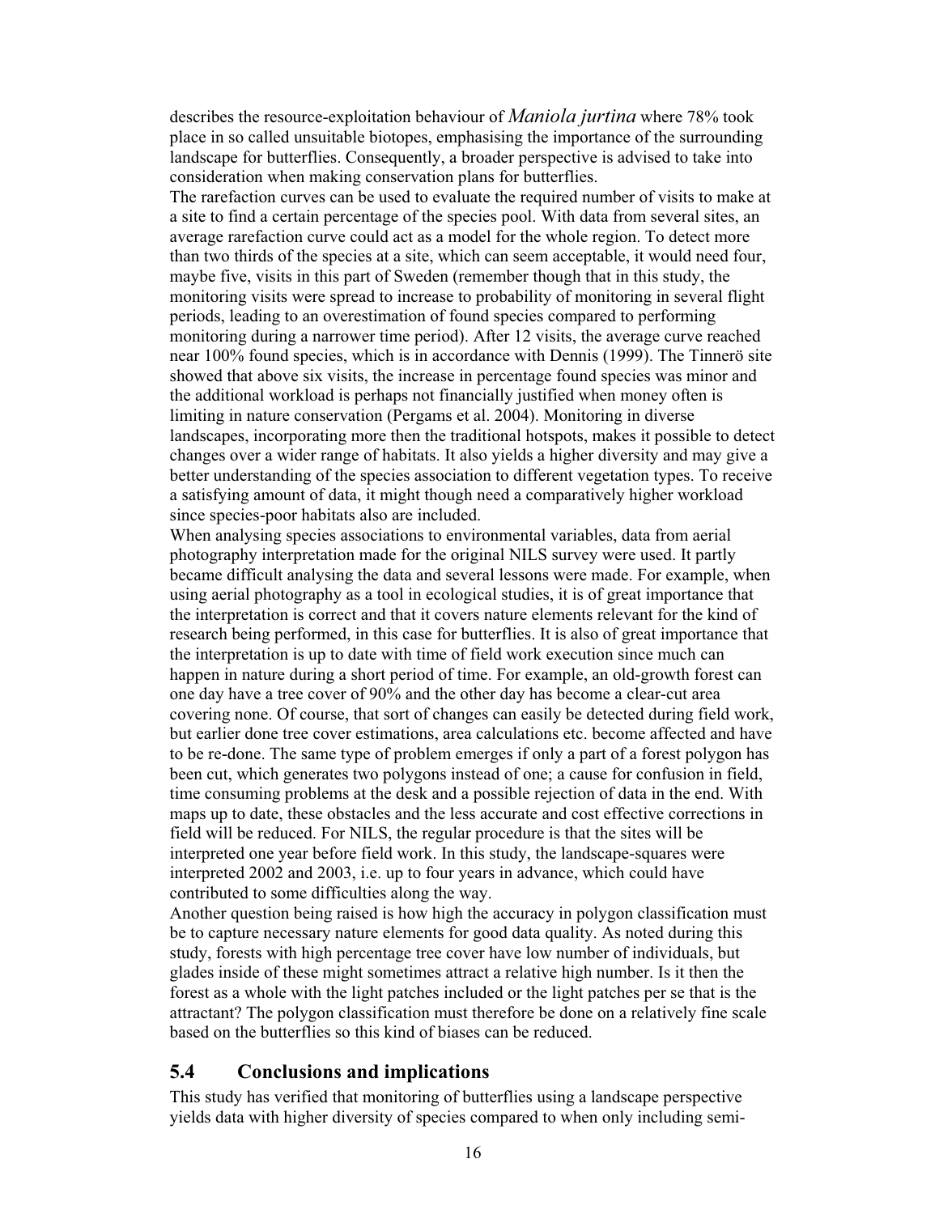describes the resource-exploitation behaviour of *Maniola jurtina* where 78% took place in so called unsuitable biotopes, emphasising the importance of the surrounding landscape for butterflies. Consequently, a broader perspective is advised to take into consideration when making conservation plans for butterflies.

The rarefaction curves can be used to evaluate the required number of visits to make at a site to find a certain percentage of the species pool. With data from several sites, an average rarefaction curve could act as a model for the whole region. To detect more than two thirds of the species at a site, which can seem acceptable, it would need four, maybe five, visits in this part of Sweden (remember though that in this study, the monitoring visits were spread to increase to probability of monitoring in several flight periods, leading to an overestimation of found species compared to performing monitoring during a narrower time period). After 12 visits, the average curve reached near 100% found species, which is in accordance with Dennis (1999). The Tinnerö site showed that above six visits, the increase in percentage found species was minor and the additional workload is perhaps not financially justified when money often is limiting in nature conservation (Pergams et al. 2004). Monitoring in diverse landscapes, incorporating more then the traditional hotspots, makes it possible to detect changes over a wider range of habitats. It also yields a higher diversity and may give a better understanding of the species association to different vegetation types. To receive a satisfying amount of data, it might though need a comparatively higher workload since species-poor habitats also are included.

When analysing species associations to environmental variables, data from aerial photography interpretation made for the original NILS survey were used. It partly became difficult analysing the data and several lessons were made. For example, when using aerial photography as a tool in ecological studies, it is of great importance that the interpretation is correct and that it covers nature elements relevant for the kind of research being performed, in this case for butterflies. It is also of great importance that the interpretation is up to date with time of field work execution since much can happen in nature during a short period of time. For example, an old-growth forest can one day have a tree cover of 90% and the other day has become a clear-cut area covering none. Of course, that sort of changes can easily be detected during field work, but earlier done tree cover estimations, area calculations etc. become affected and have to be re-done. The same type of problem emerges if only a part of a forest polygon has been cut, which generates two polygons instead of one; a cause for confusion in field, time consuming problems at the desk and a possible rejection of data in the end. With maps up to date, these obstacles and the less accurate and cost effective corrections in field will be reduced. For NILS, the regular procedure is that the sites will be interpreted one year before field work. In this study, the landscape-squares were interpreted 2002 and 2003, i.e. up to four years in advance, which could have contributed to some difficulties along the way.

Another question being raised is how high the accuracy in polygon classification must be to capture necessary nature elements for good data quality. As noted during this study, forests with high percentage tree cover have low number of individuals, but glades inside of these might sometimes attract a relative high number. Is it then the forest as a whole with the light patches included or the light patches per se that is the attractant? The polygon classification must therefore be done on a relatively fine scale based on the butterflies so this kind of biases can be reduced.

## 5.4 Conclusions and implications

This study has verified that monitoring of butterflies using a landscape perspective yields data with higher diversity of species compared to when only including semi-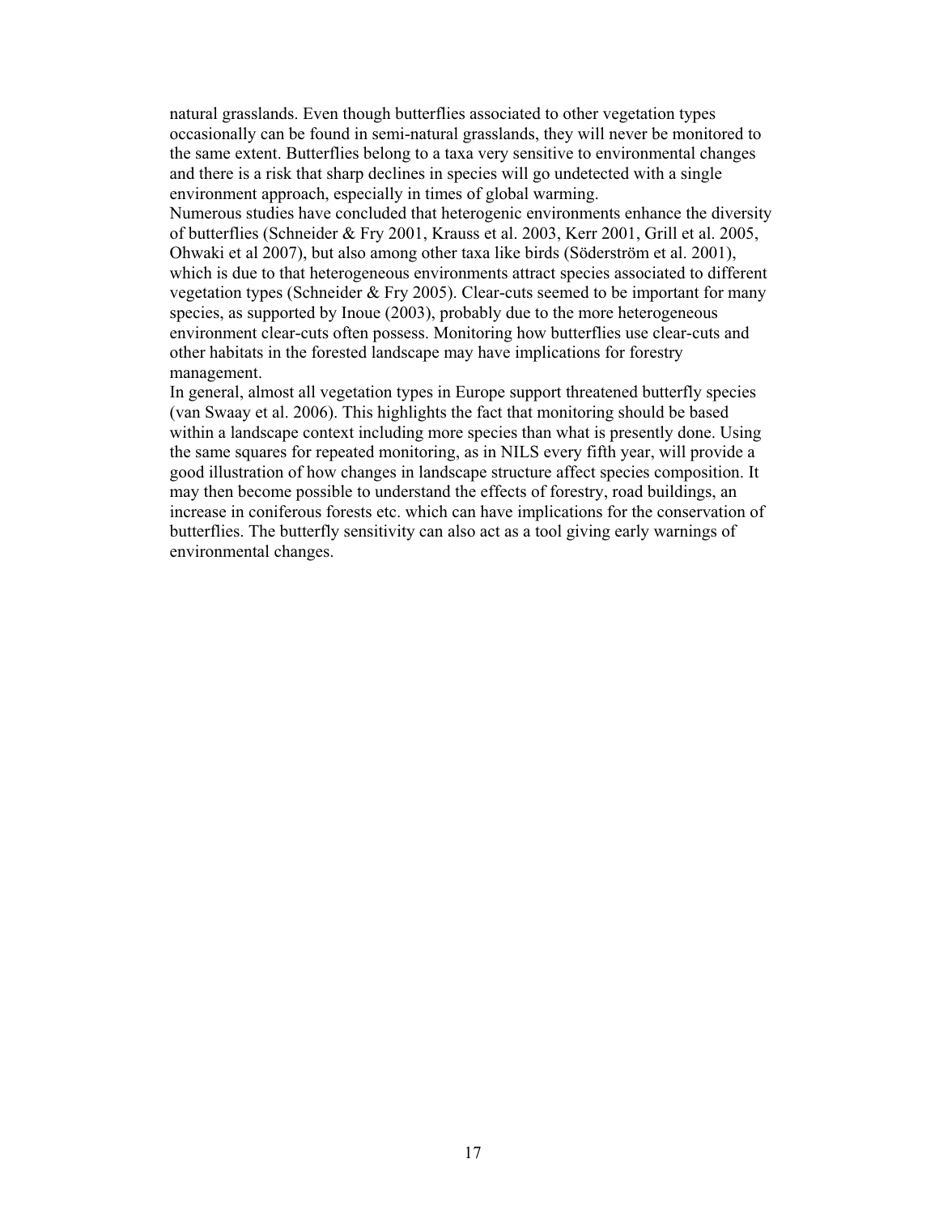natural grasslands. Even though butterflies associated to other vegetation types occasionally can be found in semi-natural grasslands, they will never be monitored to the same extent. Butterflies belong to a taxa very sensitive to environmental changes and there is a risk that sharp declines in species will go undetected with a single environment approach, especially in times of global warming.

Numerous studies have concluded that heterogenic environments enhance the diversity of butterflies (Schneider & Fry 2001, Krauss et al. 2003, Kerr 2001, Grill et al. 2005, Ohwaki et al 2007), but also among other taxa like birds (Söderström et al. 2001), which is due to that heterogeneous environments attract species associated to different vegetation types (Schneider & Fry 2005). Clear-cuts seemed to be important for many species, as supported by Inoue (2003), probably due to the more heterogeneous environment clear-cuts often possess. Monitoring how butterflies use clear-cuts and other habitats in the forested landscape may have implications for forestry management.

In general, almost all vegetation types in Europe support threatened butterfly species (van Swaay et al. 2006). This highlights the fact that monitoring should be based within a landscape context including more species than what is presently done. Using the same squares for repeated monitoring, as in NILS every fifth year, will provide a good illustration of how changes in landscape structure affect species composition. It may then become possible to understand the effects of forestry, road buildings, an increase in coniferous forests etc. which can have implications for the conservation of butterflies. The butterfly sensitivity can also act as a tool giving early warnings of environmental changes.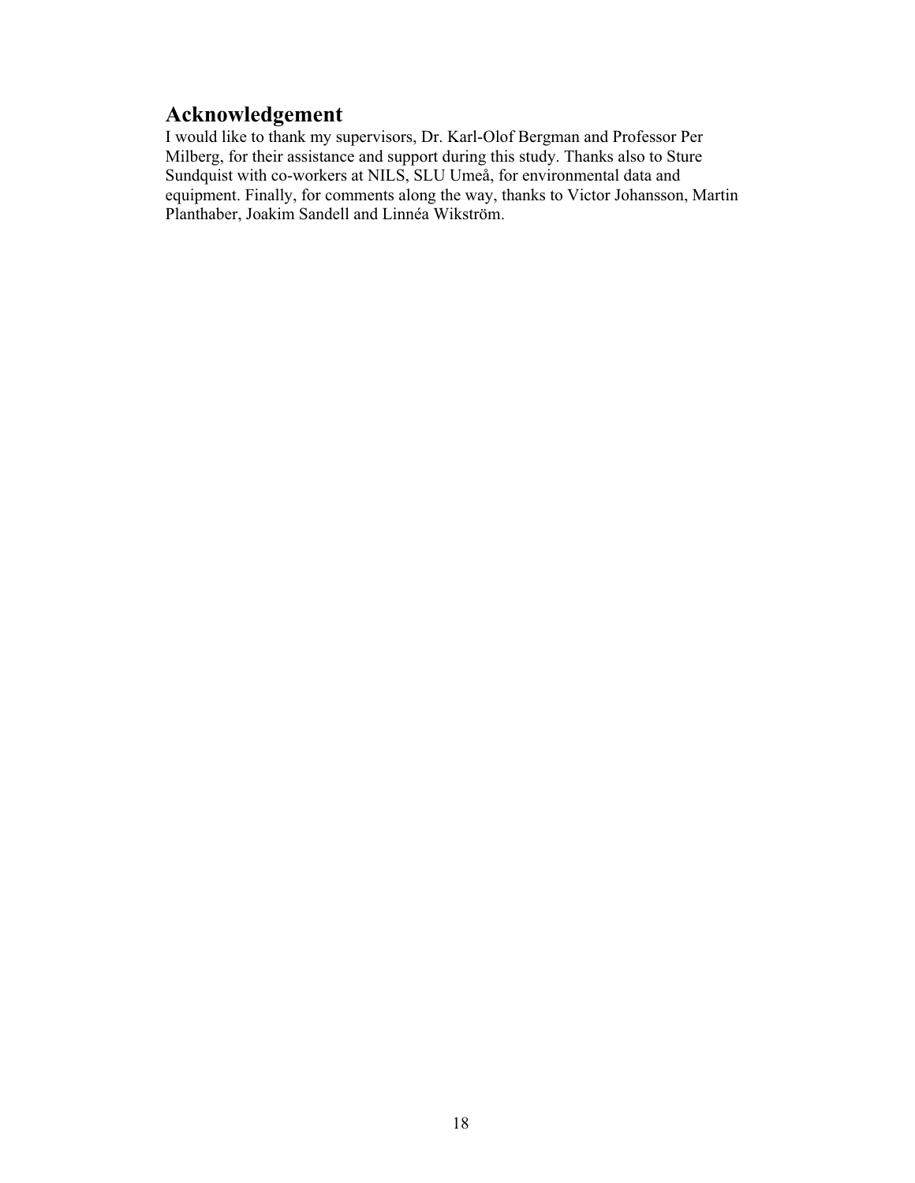## Acknowledgement

I would like to thank my supervisors, Dr. Karl-Olof Bergman and Professor Per Milberg, for their assistance and support during this study. Thanks also to Sture Sundquist with co-workers at NILS, SLU Umeå, for environmental data and equipment. Finally, for comments along the way, thanks to Victor Johansson, Martin Planthaber, Joakim Sandell and Linnéa Wikström.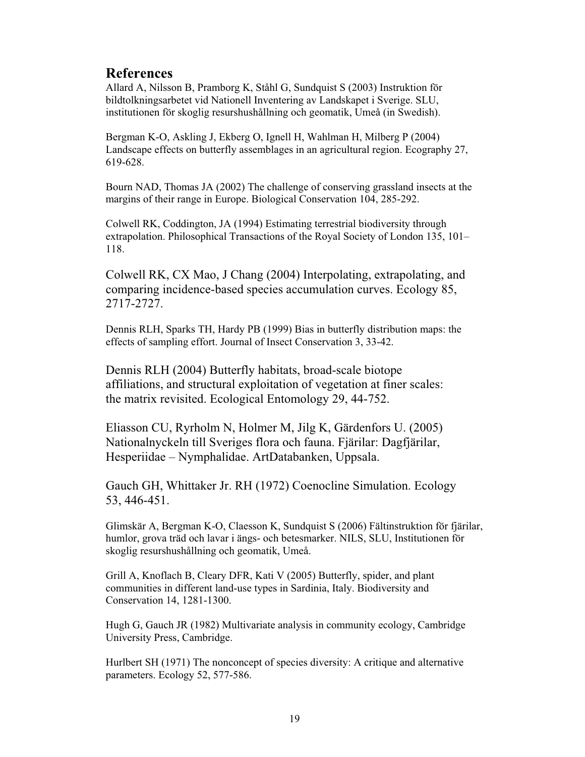## References

Allard A, Nilsson B, Pramborg K, Ståhl G, Sundquist S (2003) Instruktion för bildtolkningsarbetet vid Nationell Inventering av Landskapet i Sverige. SLU, institutionen för skoglig resurshushållning och geomatik, Umeå (in Swedish).

Bergman K-O, Askling J, Ekberg O, Ignell H, Wahlman H, Milberg P (2004) Landscape effects on butterfly assemblages in an agricultural region. Ecography 27, 619-628.

Bourn NAD, Thomas JA (2002) The challenge of conserving grassland insects at the margins of their range in Europe. Biological Conservation 104, 285-292.

Colwell RK, Coddington, JA (1994) Estimating terrestrial biodiversity through extrapolation. Philosophical Transactions of the Royal Society of London 135, 101–118.

Colwell RK, CX Mao, J Chang (2004) Interpolating, extrapolating, and comparing incidence-based species accumulation curves. Ecology 85, 2717-2727.

Dennis RLH, Sparks TH, Hardy PB (1999) Bias in butterfly distribution maps: the effects of sampling effort. Journal of Insect Conservation 3, 33-42.

Dennis RLH (2004) Butterfly habitats, broad-scale biotope affiliations, and structural exploitation of vegetation at finer scales: the matrix revisited. Ecological Entomology 29, 44-752.

Eliasson CU, Ryrholm N, Holmer M, Jilg K, Gärdenfors U. (2005) Nationalnyckeln till Sveriges flora och fauna. Fjärilar: Dagfjärilar, Hesperiidae – Nymphalidae. ArtDatabanken, Uppsala.

Gauch GH, Whittaker Jr. RH (1972) Coenocline Simulation. Ecology 53, 446-451.

Glimskär A, Bergman K-O, Claesson K, Sundquist S (2006) Fältinstruktion för fjärilar, humlor, grova träd och lavar i ängs- och betesmarker. NILS, SLU, Institutionen för skoglig resurshushållning och geomatik, Umeå.

Grill A, Knoflach B, Cleary DFR, Kati V (2005) Butterfly, spider, and plant communities in different land-use types in Sardinia, Italy. Biodiversity and Conservation 14, 1281-1300.

Hugh G, Gauch JR (1982) Multivariate analysis in community ecology, Cambridge University Press, Cambridge.

Hurlbert SH (1971) The nonconcept of species diversity: A critique and alternative parameters. Ecology 52, 577-586.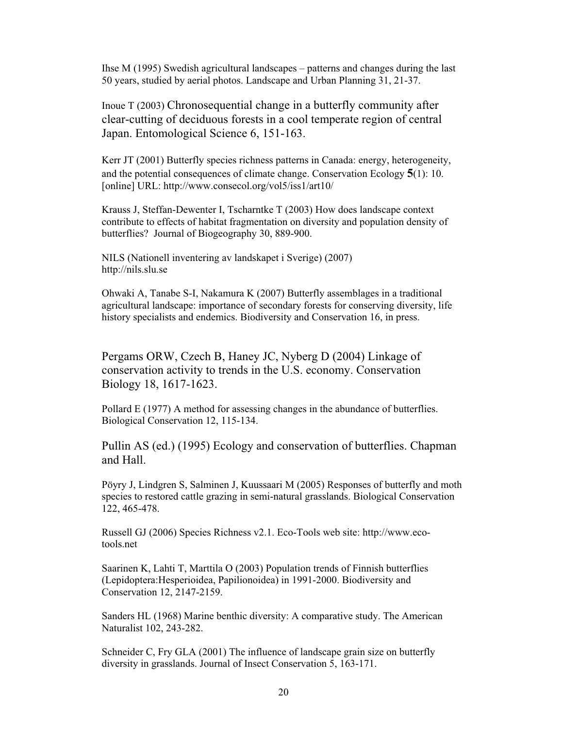Ihse M (1995) Swedish agricultural landscapes – patterns and changes during the last 50 years, studied by aerial photos. Landscape and Urban Planning 31, 21-37.

Inoue T (2003) Chronosequential change in a butterfly community after clear-cutting of deciduous forests in a cool temperate region of central Japan. Entomological Science 6, 151-163.

Kerr JT (2001) Butterfly species richness patterns in Canada: energy, heterogeneity, and the potential consequences of climate change. Conservation Ecology **5**(1): 10. [online] URL: http://www.consecol.org/vol5/iss1/art10/

Krauss J, Steffan-Dewenter I, Tscharntke T (2003) How does landscape context contribute to effects of habitat fragmentation on diversity and population density of butterflies? Journal of Biogeography 30, 889-900.

NILS (Nationell inventering av landskapet i Sverige) (2007) http://nils.slu.se

Ohwaki A, Tanabe S-I, Nakamura K (2007) Butterfly assemblages in a traditional agricultural landscape: importance of secondary forests for conserving diversity, life history specialists and endemics. Biodiversity and Conservation 16, in press.

Pergams ORW, Czech B, Haney JC, Nyberg D (2004) Linkage of conservation activity to trends in the U.S. economy. Conservation Biology 18, 1617-1623.

Pollard E (1977) A method for assessing changes in the abundance of butterflies. Biological Conservation 12, 115-134.

Pullin AS (ed.) (1995) Ecology and conservation of butterflies. Chapman and Hall.

Pöyry J, Lindgren S, Salminen J, Kuussaari M (2005) Responses of butterfly and moth species to restored cattle grazing in semi-natural grasslands. Biological Conservation 122, 465-478.

Russell GJ (2006) Species Richness v2.1. Eco-Tools web site: http://www.eco-tools.net

Saarinen K, Lahti T, Marttila O (2003) Population trends of Finnish butterflies (Lepidoptera:Hesperioidea, Papilionoidea) in 1991-2000. Biodiversity and Conservation 12, 2147-2159.

Sanders HL (1968) Marine benthic diversity: A comparative study. The American Naturalist 102, 243-282.

Schneider C, Fry GLA (2001) The influence of landscape grain size on butterfly diversity in grasslands. Journal of Insect Conservation 5, 163-171.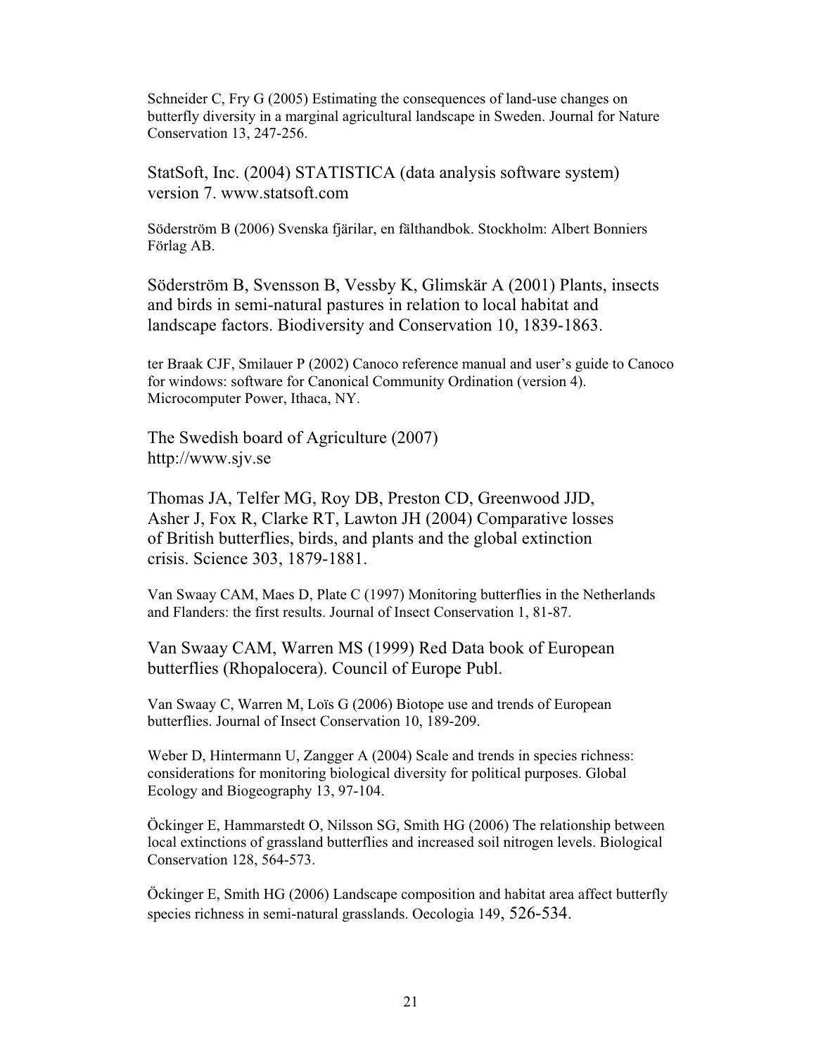Schneider C, Fry G (2005) Estimating the consequences of land-use changes on butterfly diversity in a marginal agricultural landscape in Sweden. Journal for Nature Conservation 13, 247-256.

StatSoft, Inc. (2004) STATISTICA (data analysis software system) version 7. www.statsoft.com

Söderström B (2006) Svenska fjärilar, en fälthandbok. Stockholm: Albert Bonniers Förlag AB.

Söderström B, Svensson B, Vessby K, Glimskär A (2001) Plants, insects and birds in semi-natural pastures in relation to local habitat and landscape factors. Biodiversity and Conservation 10, 1839-1863.

ter Braak CJF, Smilauer P (2002) Canoco reference manual and user's guide to Canoco for windows: software for Canonical Community Ordination (version 4). Microcomputer Power, Ithaca, NY.

The Swedish board of Agriculture (2007) http://www.sjv.se

Thomas JA, Telfer MG, Roy DB, Preston CD, Greenwood JJD, Asher J, Fox R, Clarke RT, Lawton JH (2004) Comparative losses of British butterflies, birds, and plants and the global extinction crisis. Science 303, 1879-1881.

Van Swaay CAM, Maes D, Plate C (1997) Monitoring butterflies in the Netherlands and Flanders: the first results. Journal of Insect Conservation 1, 81-87.

Van Swaay CAM, Warren MS (1999) Red Data book of European butterflies (Rhopalocera). Council of Europe Publ.

Van Swaay C, Warren M, Loïs G (2006) Biotope use and trends of European butterflies. Journal of Insect Conservation 10, 189-209.

Weber D, Hintermann U, Zangger A (2004) Scale and trends in species richness: considerations for monitoring biological diversity for political purposes. Global Ecology and Biogeography 13, 97-104.

Öckinger E, Hammarstedt O, Nilsson SG, Smith HG (2006) The relationship between local extinctions of grassland butterflies and increased soil nitrogen levels. Biological Conservation 128, 564-573.

Öckinger E, Smith HG (2006) Landscape composition and habitat area affect butterfly species richness in semi-natural grasslands. Oecologia 149, 526-534.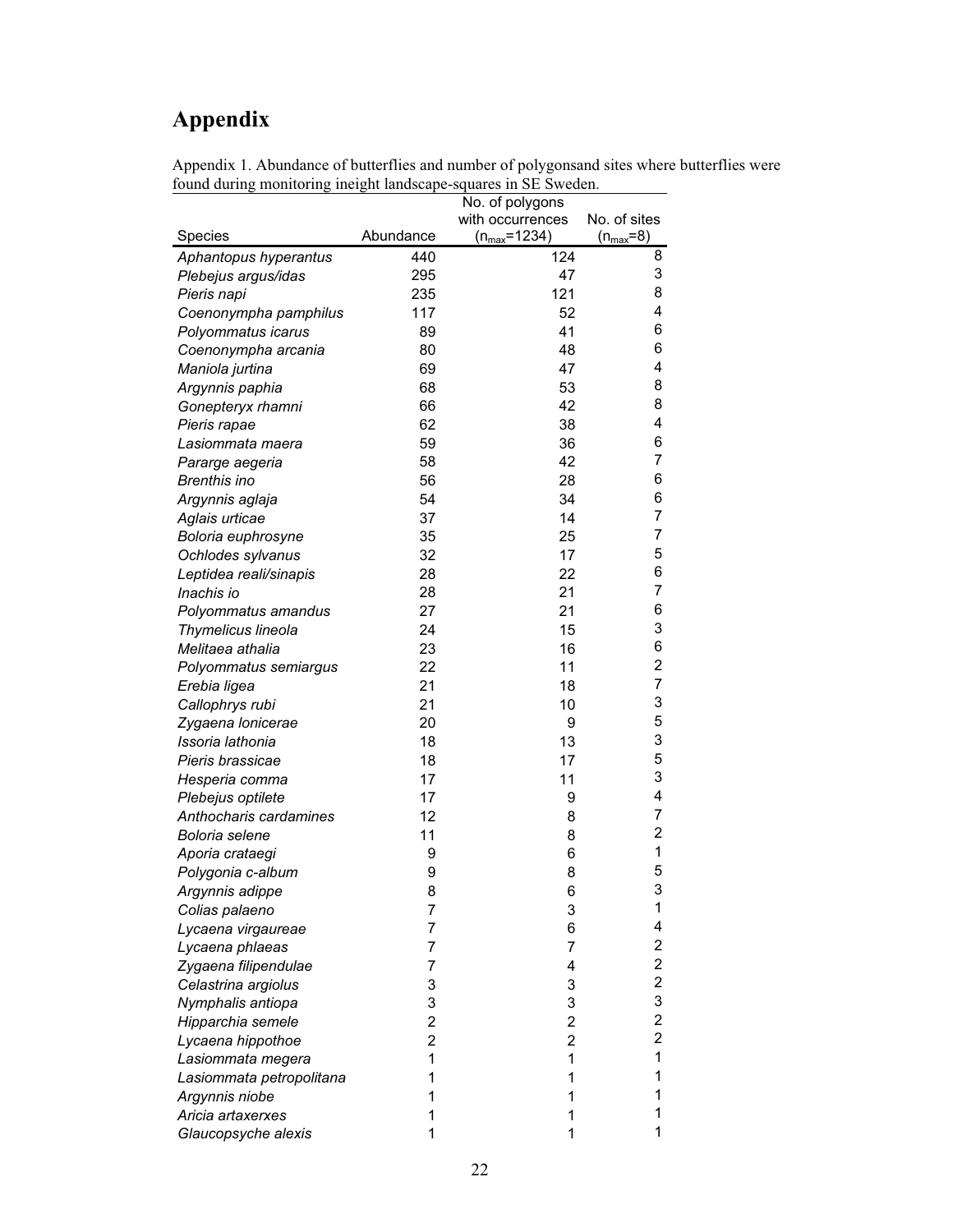# Appendix

Appendix 1. Abundance of butterflies and number of polygonsand sites where butterflies were found during monitoring ineight landscape-squares in SE Sweden.

| Species | Abundance | No. of polygons with occurrences ($n_{max}$=1234) | No. of sites ($n_{max}$=8) |
|---|---|---|---|
| *Aphantopus hyperantus* | 440 | 124 | 8 |
| *Plebejus argus/idas* | 295 | 47 | 3 |
| *Pieris napi* | 235 | 121 | 8 |
| *Coenonympha pamphilus* | 117 | 52 | 4 |
| *Polyommatus icarus* | 89 | 41 | 6 |
| *Coenonympha arcania* | 80 | 48 | 6 |
| *Maniola jurtina* | 69 | 47 | 4 |
| *Argynnis paphia* | 68 | 53 | 8 |
| *Gonepteryx rhamni* | 66 | 42 | 8 |
| *Pieris rapae* | 62 | 38 | 4 |
| *Lasiommata maera* | 59 | 36 | 6 |
| *Pararge aegeria* | 58 | 42 | 7 |
| *Brenthis ino* | 56 | 28 | 6 |
| *Argynnis aglaja* | 54 | 34 | 6 |
| *Aglais urticae* | 37 | 14 | 7 |
| *Boloria euphrosyne* | 35 | 25 | 7 |
| *Ochlodes sylvanus* | 32 | 17 | 5 |
| *Leptidea reali/sinapis* | 28 | 22 | 6 |
| *Inachis io* | 28 | 21 | 7 |
| *Polyommatus amandus* | 27 | 21 | 6 |
| *Thymelicus lineola* | 24 | 15 | 3 |
| *Melitaea athalia* | 23 | 16 | 6 |
| *Polyommatus semiargus* | 22 | 11 | 2 |
| *Erebia ligea* | 21 | 18 | 7 |
| *Callophrys rubi* | 21 | 10 | 3 |
| *Zygaena lonicerae* | 20 | 9 | 5 |
| *Issoria lathonia* | 18 | 13 | 3 |
| *Pieris brassicae* | 18 | 17 | 5 |
| *Hesperia comma* | 17 | 11 | 3 |
| *Plebejus optilete* | 17 | 9 | 4 |
| *Anthocharis cardamines* | 12 | 8 | 7 |
| *Boloria selene* | 11 | 8 | 2 |
| *Aporia crataegi* | 9 | 6 | 1 |
| *Polygonia c-album* | 9 | 8 | 5 |
| *Argynnis adippe* | 8 | 6 | 3 |
| *Colias palaeno* | 7 | 3 | 1 |
| *Lycaena virgaureae* | 7 | 6 | 4 |
| *Lycaena phlaeas* | 7 | 7 | 2 |
| *Zygaena filipendulae* | 7 | 4 | 2 |
| *Celastrina argiolus* | 3 | 3 | 2 |
| *Nymphalis antiopa* | 3 | 3 | 3 |
| *Hipparchia semele* | 2 | 2 | 2 |
| *Lycaena hippothoe* | 2 | 2 | 2 |
| *Lasiommata megera* | 1 | 1 | 1 |
| *Lasiommata petropolitana* | 1 | 1 | 1 |
| *Argynnis niobe* | 1 | 1 | 1 |
| *Aricia artaxerxes* | 1 | 1 | 1 |
| *Glaucopsyche alexis* | 1 | 1 | 1 |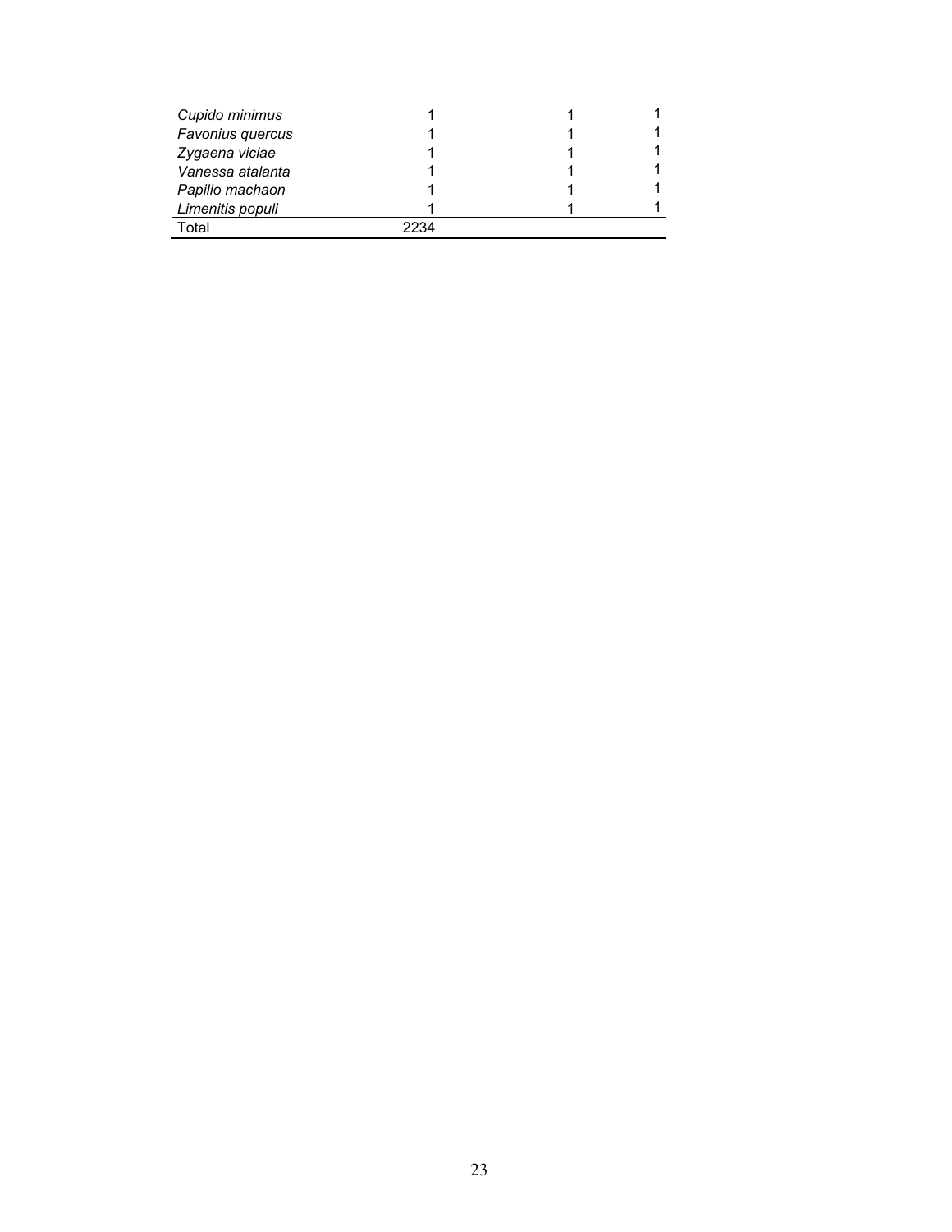| | | | |
|---|---|---|---|
| *Cupido minimus* | 1 | 1 | 1 |
| *Favonius quercus* | 1 | 1 | 1 |
| *Zygaena viciae* | 1 | 1 | 1 |
| *Vanessa atalanta* | 1 | 1 | 1 |
| *Papilio machaon* | 1 | 1 | 1 |
| *Limenitis populi* | 1 | 1 | 1 |
| Total | 2234 | | |